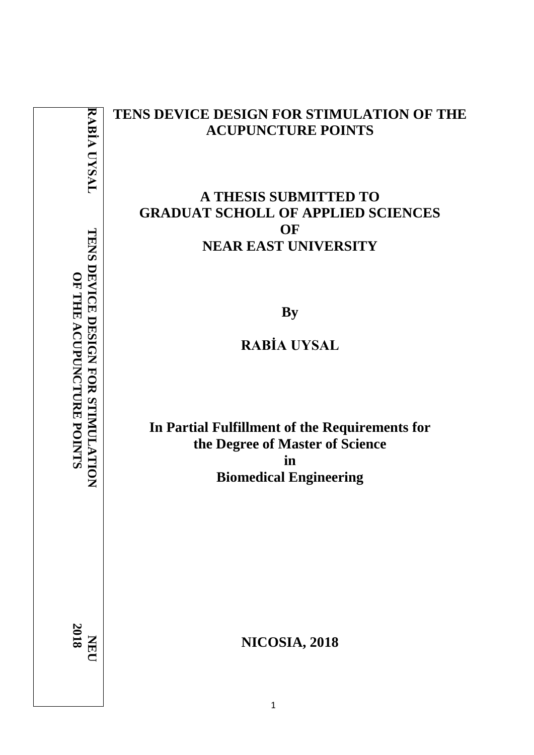RABİA UYSAL TENS DEVICE DESIGN FOR STIMULATION OF THE ACUPUNCTURE POINTS NEU 2018

# TENS DEVICE DESIGN FOR STIMULATION OF THE ACUPUNCTURE POINTS

**A THESIS SUBMITTED TO GRADUAT SCHOLL OF APPLIED SCIENCES OF NEAR EAST UNIVERSITY**

**By**

**RABİA UYSAL**

**In Partial Fulfillment of the Requirements for the Degree of Master of Science in Biomedical Engineering**

**NICOSIA, 2018**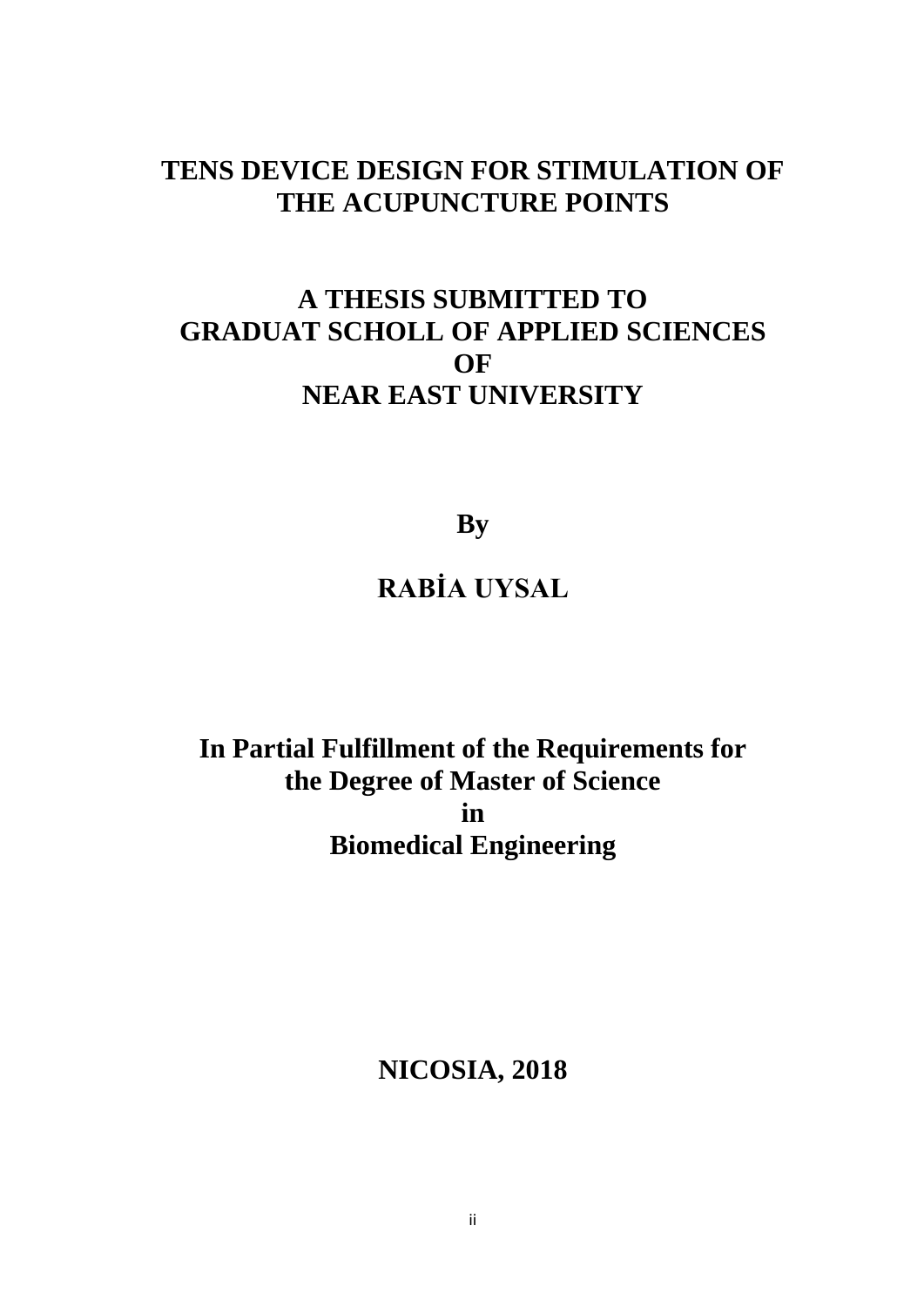# TENS DEVICE DESIGN FOR STIMULATION OF THE ACUPUNCTURE POINTS

## A THESIS SUBMITTED TO GRADUAT SCHOLL OF APPLIED SCIENCES OF NEAR EAST UNIVERSITY

**By**

**RABİA UYSAL**

**In Partial Fulfillment of the Requirements for the Degree of Master of Science in Biomedical Engineering**

**NICOSIA, 2018**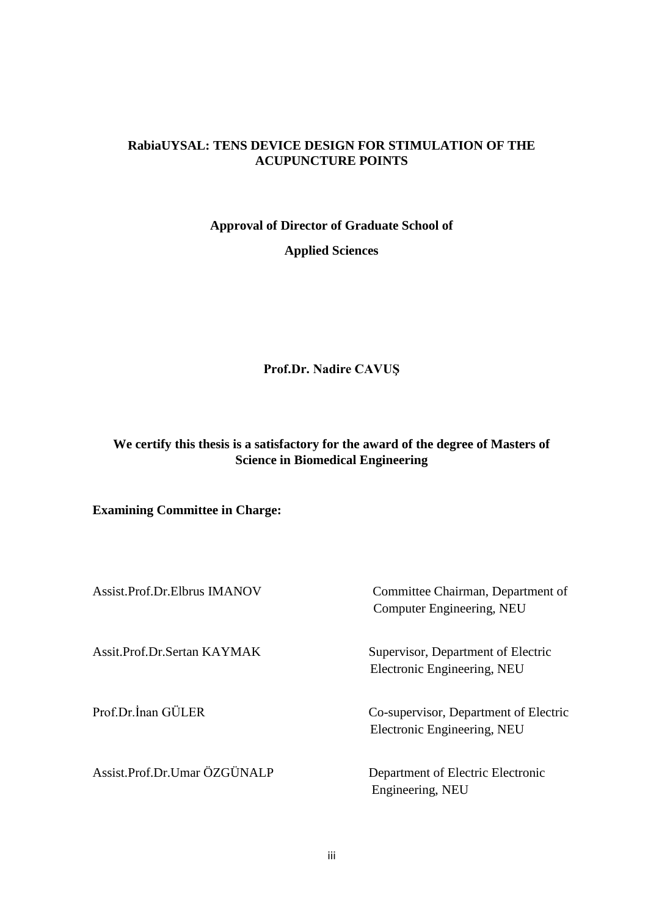**RabiaUYSAL: TENS DEVICE DESIGN FOR STIMULATION OF THE ACUPUNCTURE POINTS**

**Approval of Director of Graduate School of**

**Applied Sciences**

**Prof.Dr. Nadire CAVUŞ**

**We certify this thesis is a satisfactory for the award of the degree of Masters of Science in Biomedical Engineering**

**Examining Committee in Charge:**

Assist.Prof.Dr.Elbrus IMANOV — Committee Chairman, Department of Computer Engineering, NEU

Assit.Prof.Dr.Sertan KAYMAK — Supervisor, Department of Electric Electronic Engineering, NEU

Prof.Dr.İnan GÜLER — Co-supervisor, Department of Electric Electronic Engineering, NEU

Assist.Prof.Dr.Umar ÖZGÜNALP — Department of Electric Electronic Engineering, NEU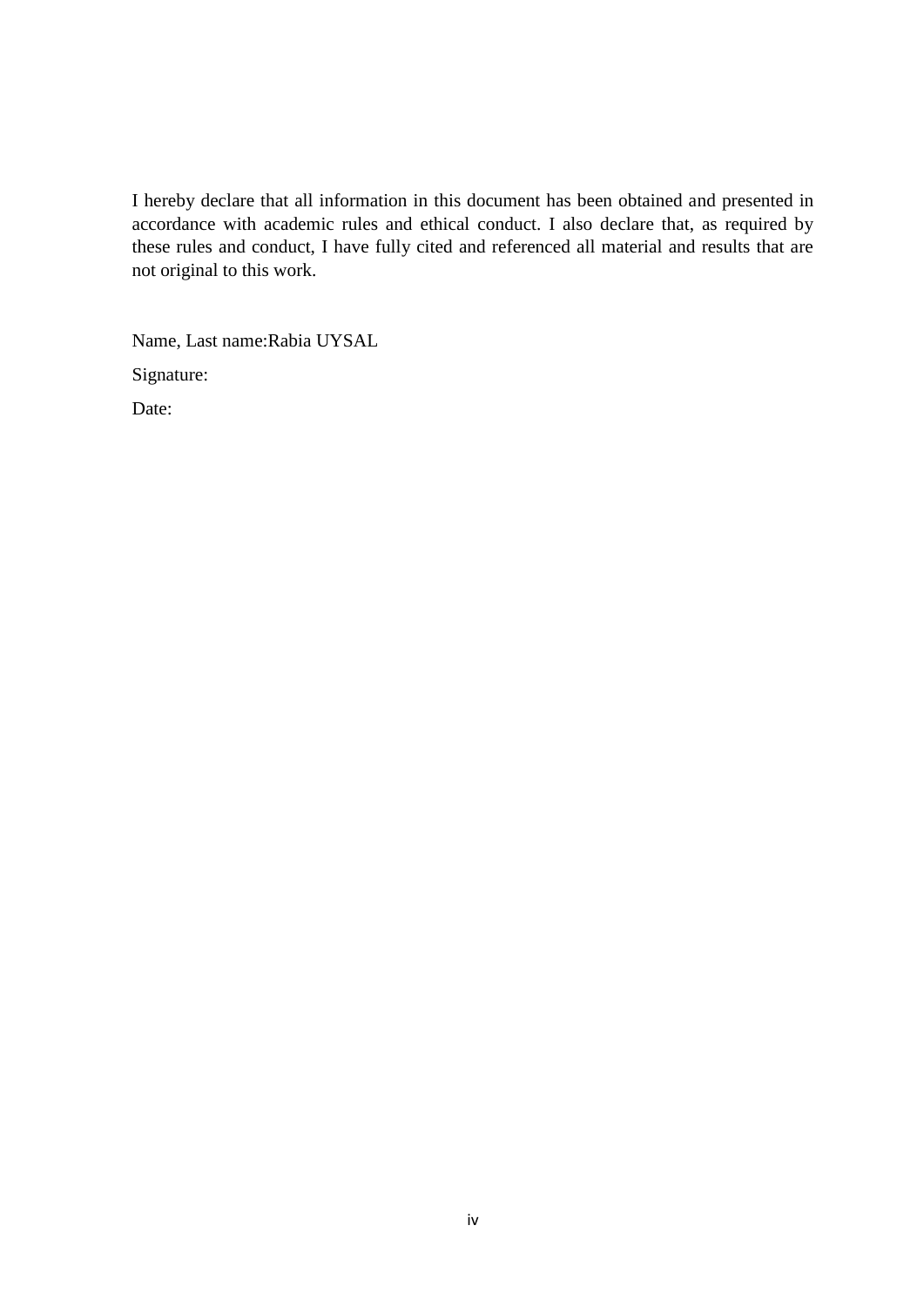I hereby declare that all information in this document has been obtained and presented in accordance with academic rules and ethical conduct. I also declare that, as required by these rules and conduct, I have fully cited and referenced all material and results that are not original to this work.

Name, Last name:Rabia UYSAL

Signature:

Date: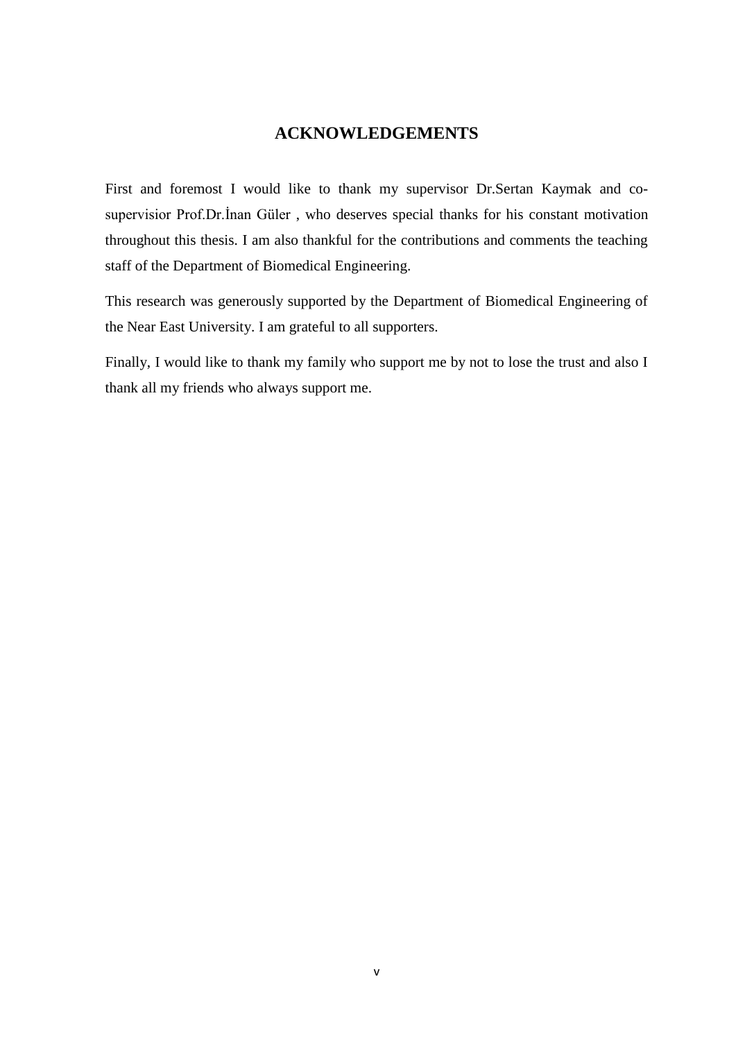# ACKNOWLEDGEMENTS

First and foremost I would like to thank my supervisor Dr.Sertan Kaymak and co-supervisior Prof.Dr.İnan Güler , who deserves special thanks for his constant motivation throughout this thesis. I am also thankful for the contributions and comments the teaching staff of the Department of Biomedical Engineering.

This research was generously supported by the Department of Biomedical Engineering of the Near East University. I am grateful to all supporters.

Finally, I would like to thank my family who support me by not to lose the trust and also I thank all my friends who always support me.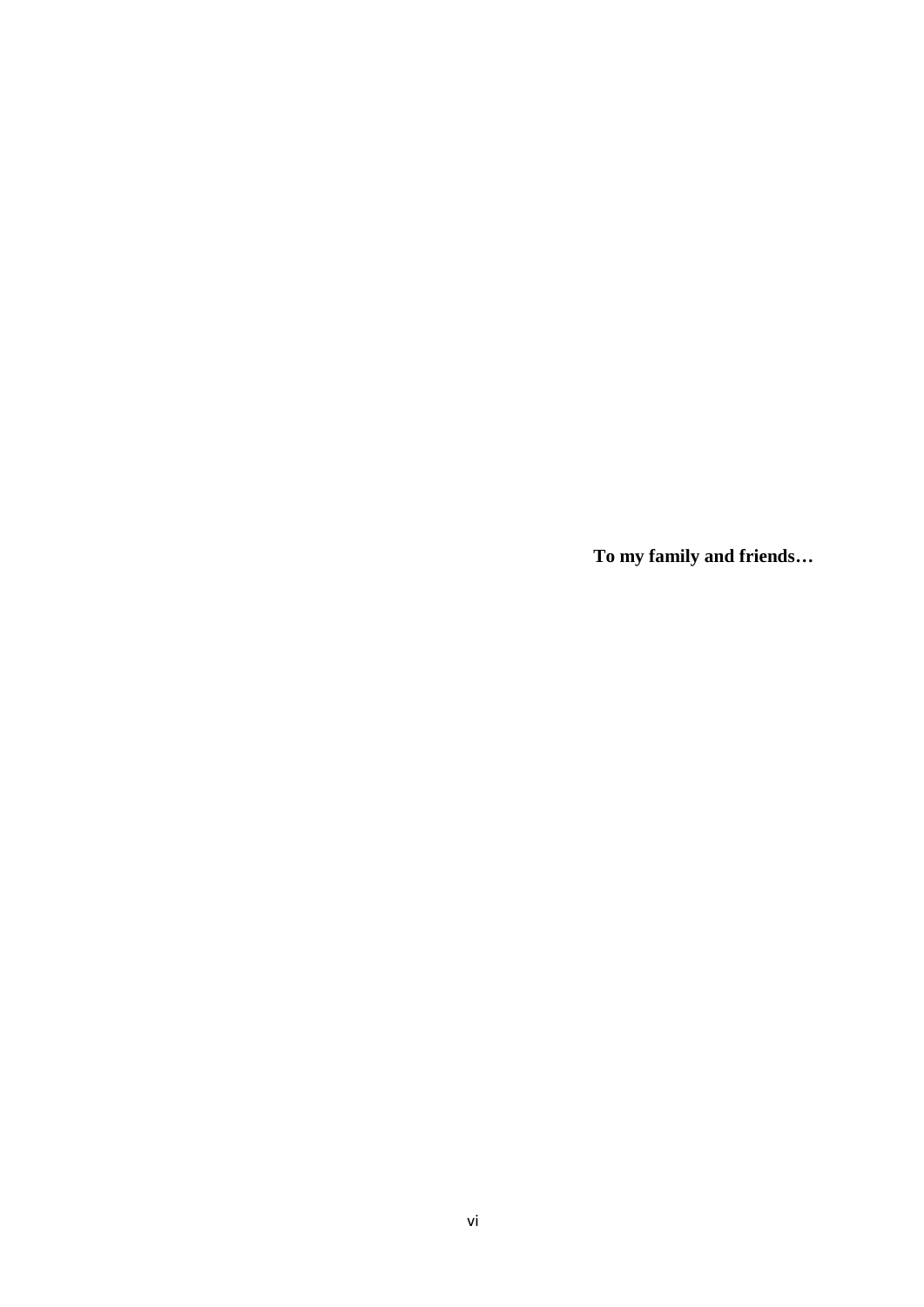**To my family and friends…**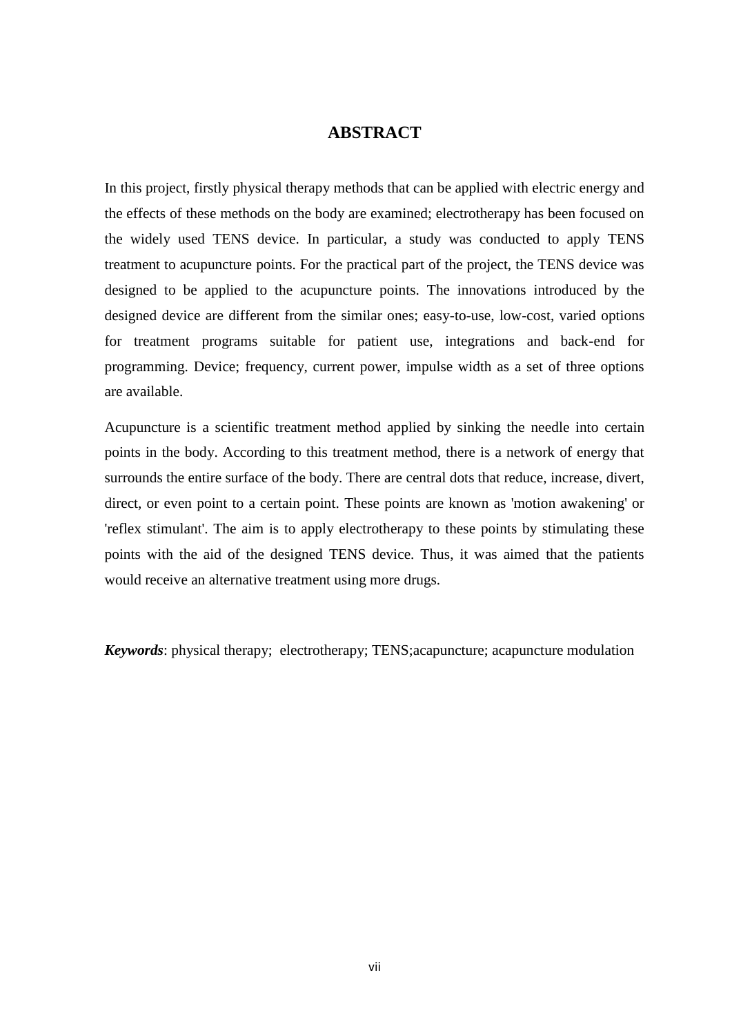# ABSTRACT

In this project, firstly physical therapy methods that can be applied with electric energy and the effects of these methods on the body are examined; electrotherapy has been focused on the widely used TENS device. In particular, a study was conducted to apply TENS treatment to acupuncture points. For the practical part of the project, the TENS device was designed to be applied to the acupuncture points. The innovations introduced by the designed device are different from the similar ones; easy-to-use, low-cost, varied options for treatment programs suitable for patient use, integrations and back-end for programming. Device; frequency, current power, impulse width as a set of three options are available.

Acupuncture is a scientific treatment method applied by sinking the needle into certain points in the body. According to this treatment method, there is a network of energy that surrounds the entire surface of the body. There are central dots that reduce, increase, divert, direct, or even point to a certain point. These points are known as 'motion awakening' or 'reflex stimulant'. The aim is to apply electrotherapy to these points by stimulating these points with the aid of the designed TENS device. Thus, it was aimed that the patients would receive an alternative treatment using more drugs.

***Keywords***: physical therapy;  electrotherapy; TENS;acapuncture; acapuncture modulation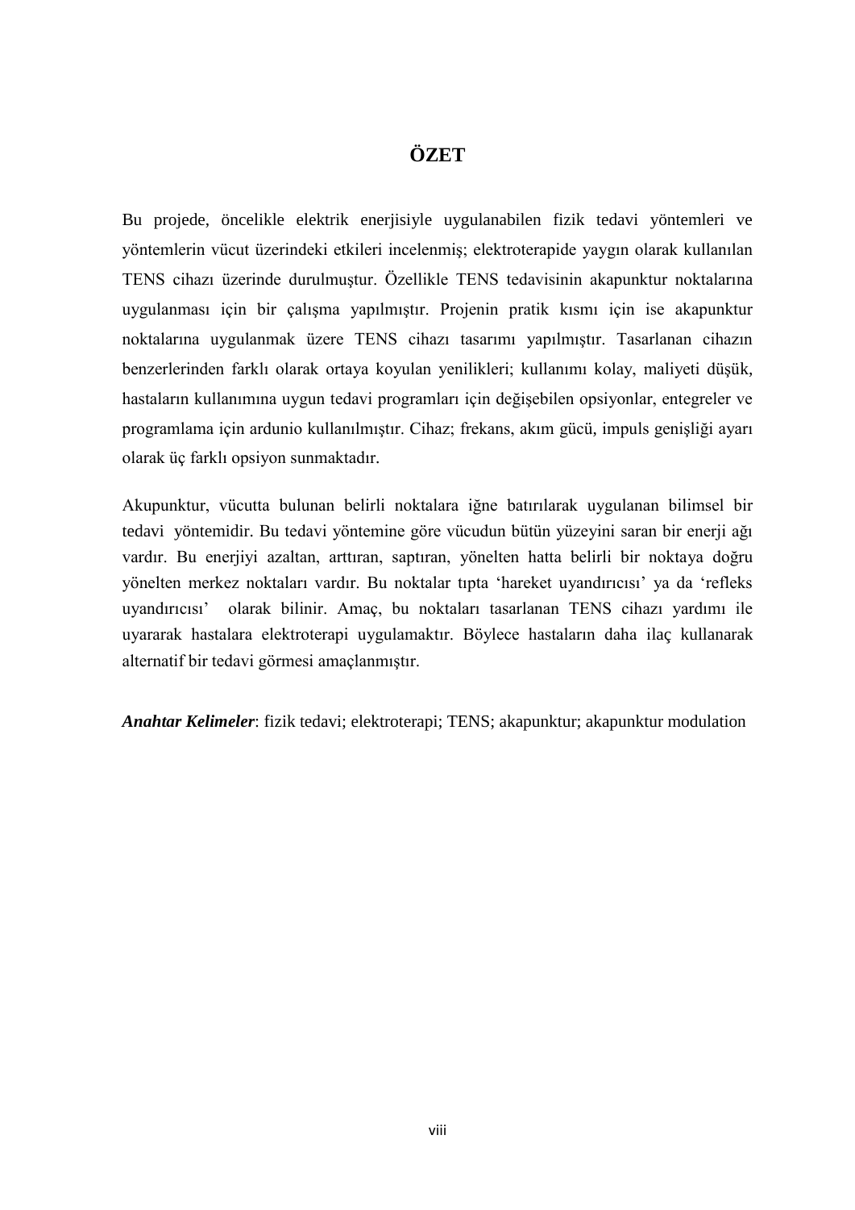# ÖZET

Bu projede, öncelikle elektrik enerjisiyle uygulanabilen fizik tedavi yöntemleri ve yöntemlerin vücut üzerindeki etkileri incelenmiş; elektroterapide yaygın olarak kullanılan TENS cihazı üzerinde durulmuştur. Özellikle TENS tedavisinin akapunktur noktalarına uygulanması için bir çalışma yapılmıştır. Projenin pratik kısmı için ise akapunktur noktalarına uygulanmak üzere TENS cihazı tasarımı yapılmıştır. Tasarlanan cihazın benzerlerinden farklı olarak ortaya koyulan yenilikleri; kullanımı kolay, maliyeti düşük, hastaların kullanımına uygun tedavi programları için değişebilen opsiyonlar, entegreler ve programlama için ardunio kullanılmıştır. Cihaz; frekans, akım gücü, impuls genişliği ayarı olarak üç farklı opsiyon sunmaktadır.

Akupunktur, vücutta bulunan belirli noktalara iğne batırılarak uygulanan bilimsel bir tedavi yöntemidir. Bu tedavi yöntemine göre vücudun bütün yüzeyini saran bir enerji ağı vardır. Bu enerjiyi azaltan, arttıran, saptıran, yönelten hatta belirli bir noktaya doğru yönelten merkez noktaları vardır. Bu noktalar tıpta 'hareket uyandırıcısı' ya da 'refleks uyandırıcısı' olarak bilinir. Amaç, bu noktaları tasarlanan TENS cihazı yardımı ile uyararak hastalara elektroterapi uygulamaktır. Böylece hastaların daha ilaç kullanarak alternatif bir tedavi görmesi amaçlanmıştır.

***Anahtar Kelimeler***: fizik tedavi; elektroterapi; TENS; akapunktur; akapunktur modulation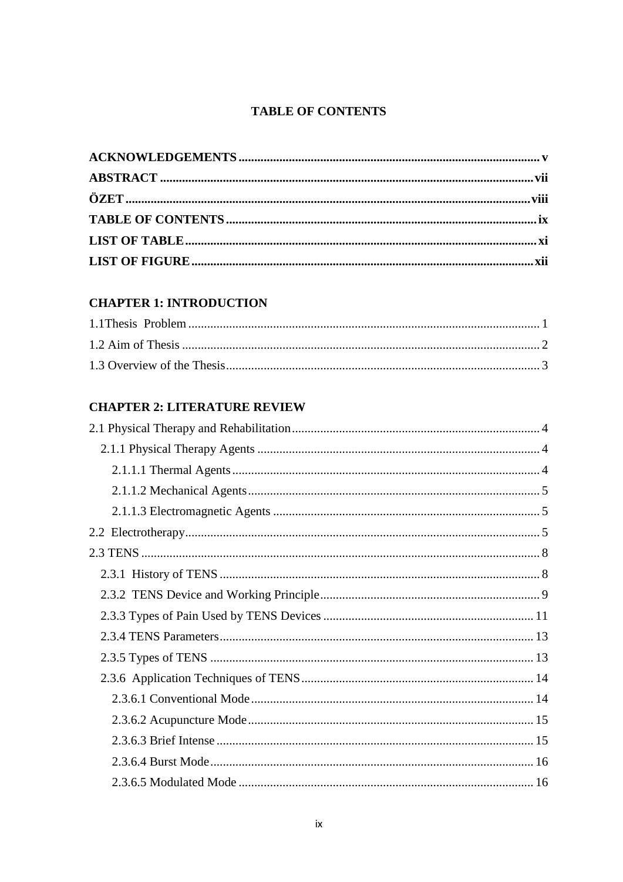# TABLE OF CONTENTS

**ACKNOWLEDGEMENTS** ........ **v**

**ABSTRACT** ........ **vii**

**ÖZET** ........ **viii**

**TABLE OF CONTENTS** ........ **ix**

**LIST OF TABLE** ........ **xi**

**LIST OF FIGURE** ........ **xii**

**CHAPTER 1: INTRODUCTION**

1.1Thesis Problem ........ 1

1.2 Aim of Thesis ........ 2

1.3 Overview of the Thesis ........ 3

**CHAPTER 2: LITERATURE REVIEW**

2.1 Physical Therapy and Rehabilitation ........ 4

- 2.1.1 Physical Therapy Agents ........ 4
  - 2.1.1.1 Thermal Agents ........ 4
  - 2.1.1.2 Mechanical Agents ........ 5
  - 2.1.1.3 Electromagnetic Agents ........ 5

2.2 Electrotherapy ........ 5

2.3 TENS ........ 8

- 2.3.1 History of TENS ........ 8
- 2.3.2 TENS Device and Working Principle ........ 9
- 2.3.3 Types of Pain Used by TENS Devices ........ 11
- 2.3.4 TENS Parameters ........ 13
- 2.3.5 Types of TENS ........ 13
- 2.3.6 Application Techniques of TENS ........ 14
  - 2.3.6.1 Conventional Mode ........ 14
  - 2.3.6.2 Acupuncture Mode ........ 15
  - 2.3.6.3 Brief Intense ........ 15
  - 2.3.6.4 Burst Mode ........ 16
  - 2.3.6.5 Modulated Mode ........ 16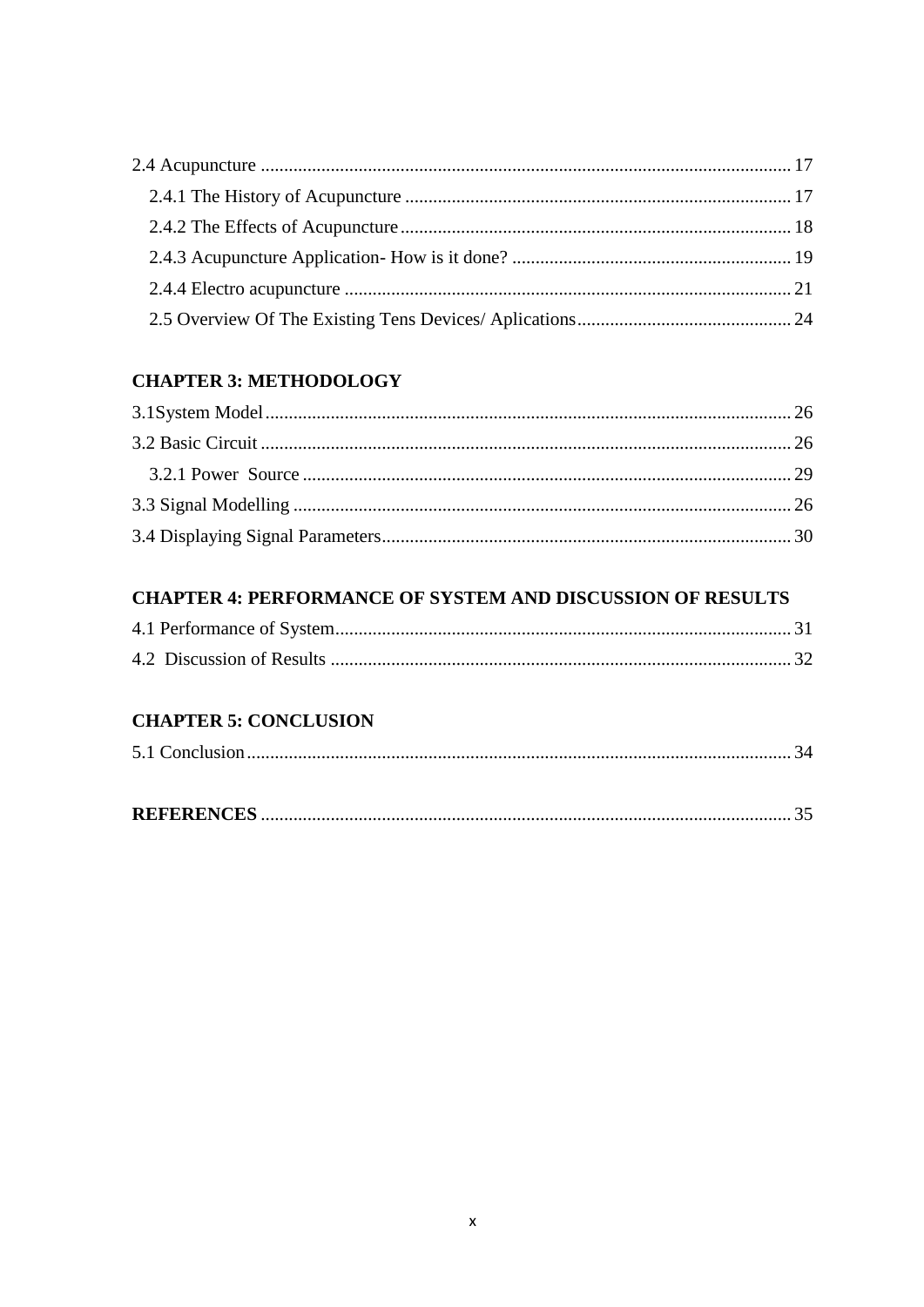2.4 Acupuncture ........................................................................................................ 17

 2.4.1 The History of Acupuncture ........................................................................ 17

 2.4.2 The Effects of Acupuncture ........................................................................ 18

 2.4.3 Acupuncture Application- How is it done? ................................................ 19

 2.4.4 Electro acupuncture ..................................................................................... 21

 2.5 Overview Of The Existing Tens Devices/ Aplications .................................. 24

**CHAPTER 3: METHODOLOGY**

3.1System Model ........................................................................................................ 26

3.2 Basic Circuit ........................................................................................................ 26

 3.2.1 Power Source ................................................................................................ 29

3.3 Signal Modelling .................................................................................................. 26

3.4 Displaying Signal Parameters ............................................................................... 30

**CHAPTER 4: PERFORMANCE OF SYSTEM AND DISCUSSION OF RESULTS**

4.1 Performance of System ........................................................................................ 31

4.2 Discussion of Results ........................................................................................... 32

**CHAPTER 5: CONCLUSION**

5.1 Conclusion ............................................................................................................ 34

**REFERENCES** ........................................................................................................ 35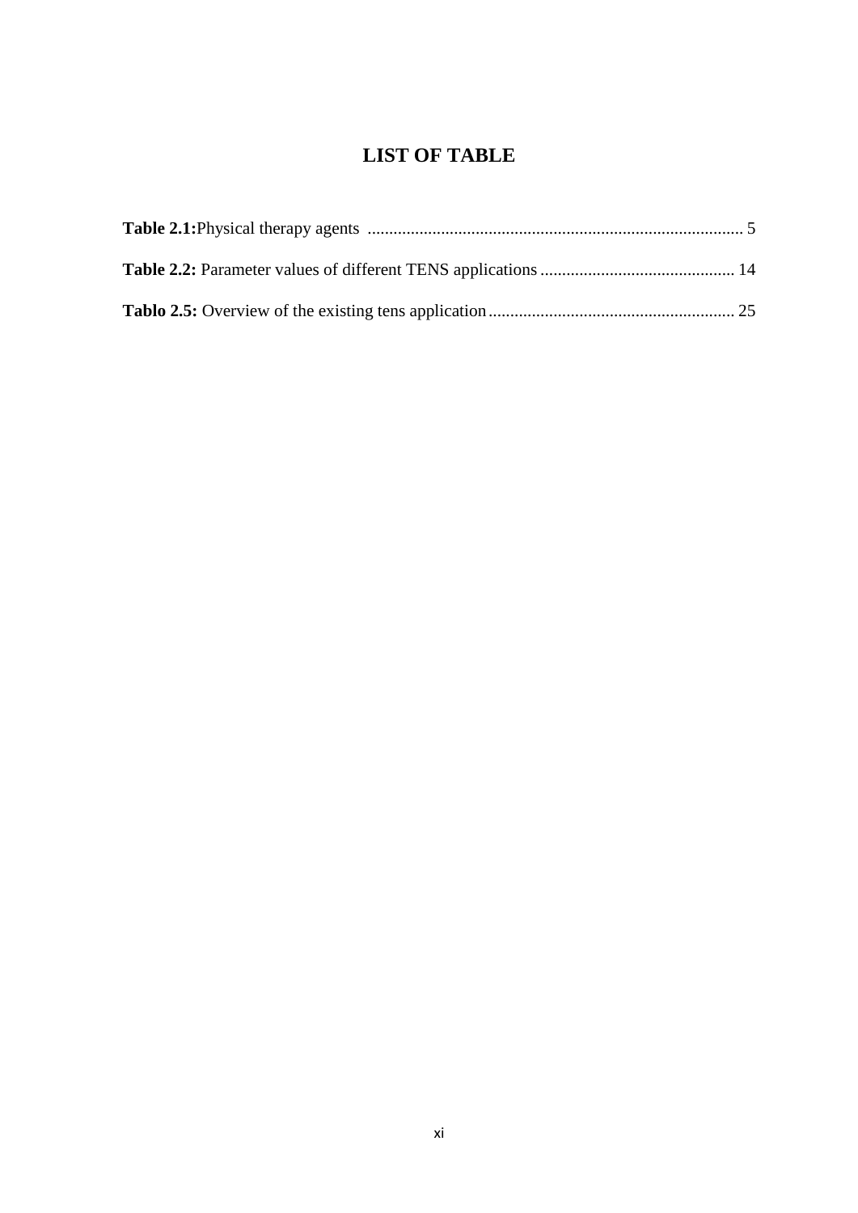# LIST OF TABLE

**Table 2.1:**Physical therapy agents ...................................................................................... 5

**Table 2.2:** Parameter values of different TENS applications ............................................ 14

**Tablo 2.5:** Overview of the existing tens application......................................................... 25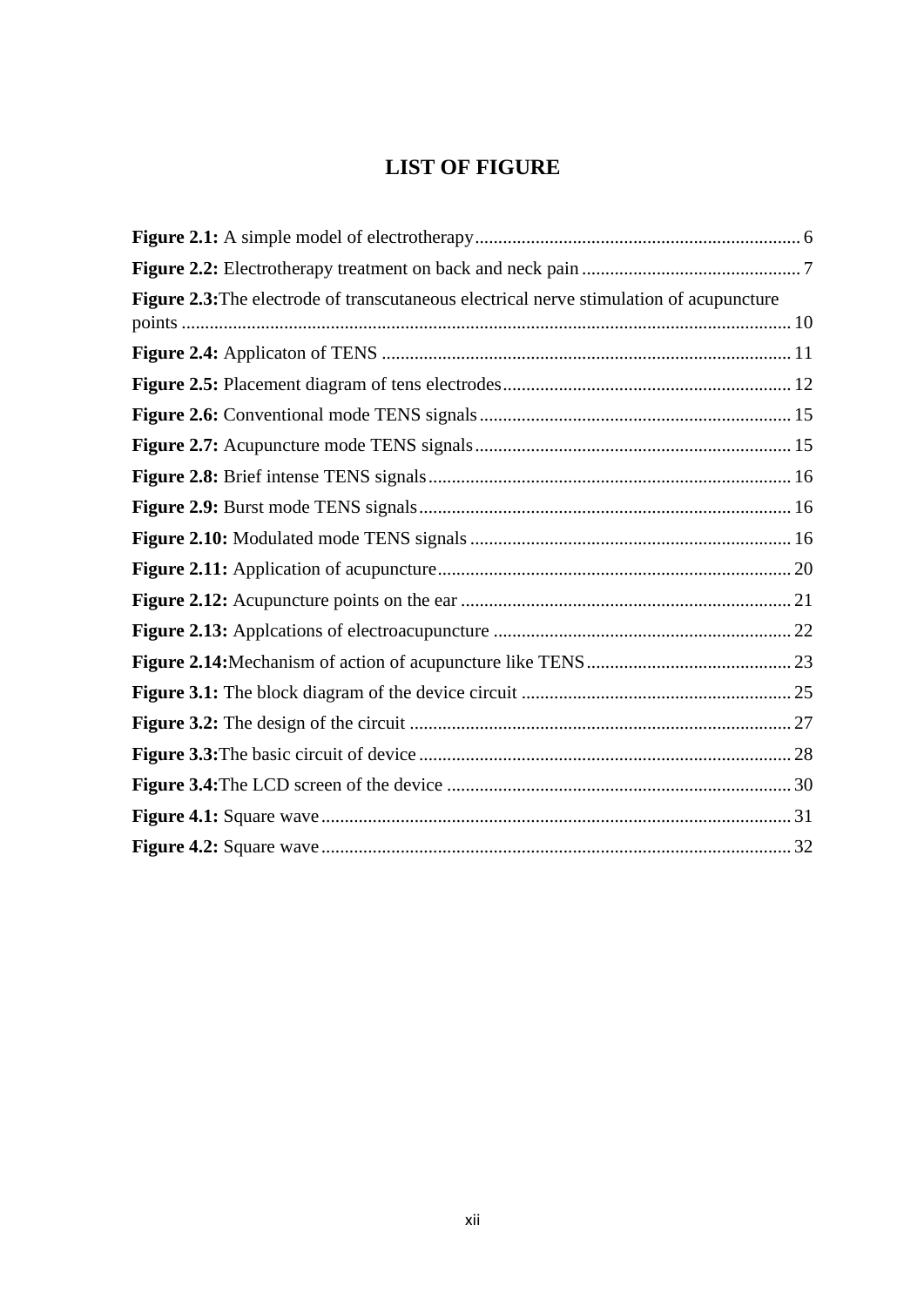# LIST OF FIGURE

**Figure 2.1:** A simple model of electrotherapy ........ 6

**Figure 2.2:** Electrotherapy treatment on back and neck pain ........ 7

**Figure 2.3:**The electrode of transcutaneous electrical nerve stimulation of acupuncture points ........ 10

**Figure 2.4:** Applicaton of TENS ........ 11

**Figure 2.5:** Placement diagram of tens electrodes ........ 12

**Figure 2.6:** Conventional mode TENS signals ........ 15

**Figure 2.7:** Acupuncture mode TENS signals ........ 15

**Figure 2.8:** Brief intense TENS signals ........ 16

**Figure 2.9:** Burst mode TENS signals ........ 16

**Figure 2.10:** Modulated mode TENS signals ........ 16

**Figure 2.11:** Application of acupuncture ........ 20

**Figure 2.12:** Acupuncture points on the ear ........ 21

**Figure 2.13:** Applcations of electroacupuncture ........ 22

**Figure 2.14:**Mechanism of action of acupuncture like TENS ........ 23

**Figure 3.1:** The block diagram of the device circuit ........ 25

**Figure 3.2:** The design of the circuit ........ 27

**Figure 3.3:**The basic circuit of device ........ 28

**Figure 3.4:**The LCD screen of the device ........ 30

**Figure 4.1:** Square wave ........ 31

**Figure 4.2:** Square wave ........ 32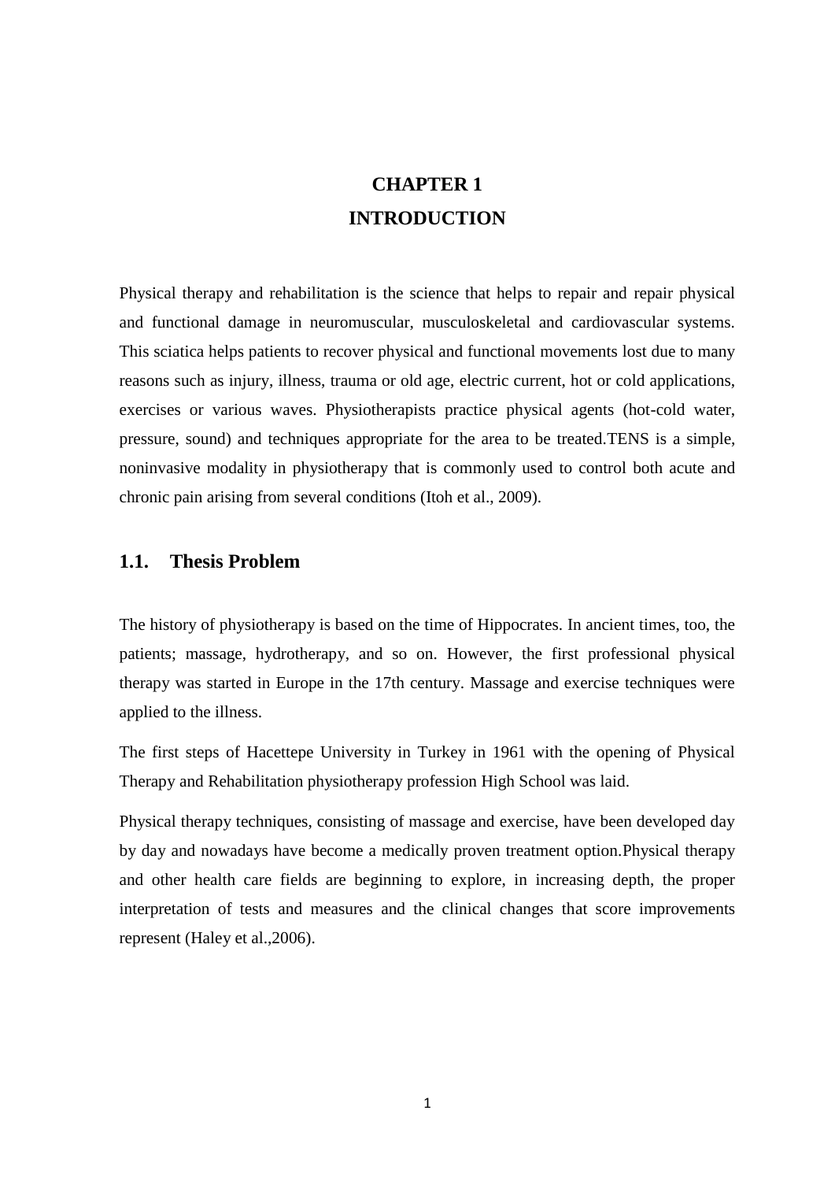# CHAPTER 1
# INTRODUCTION

Physical therapy and rehabilitation is the science that helps to repair and repair physical and functional damage in neuromuscular, musculoskeletal and cardiovascular systems. This sciatica helps patients to recover physical and functional movements lost due to many reasons such as injury, illness, trauma or old age, electric current, hot or cold applications, exercises or various waves. Physiotherapists practice physical agents (hot-cold water, pressure, sound) and techniques appropriate for the area to be treated.TENS is a simple, noninvasive modality in physiotherapy that is commonly used to control both acute and chronic pain arising from several conditions (Itoh et al., 2009).

## 1.1. Thesis Problem

The history of physiotherapy is based on the time of Hippocrates. In ancient times, too, the patients; massage, hydrotherapy, and so on. However, the first professional physical therapy was started in Europe in the 17th century. Massage and exercise techniques were applied to the illness.

The first steps of Hacettepe University in Turkey in 1961 with the opening of Physical Therapy and Rehabilitation physiotherapy profession High School was laid.

Physical therapy techniques, consisting of massage and exercise, have been developed day by day and nowadays have become a medically proven treatment option.Physical therapy and other health care fields are beginning to explore, in increasing depth, the proper interpretation of tests and measures and the clinical changes that score improvements represent (Haley et al.,2006).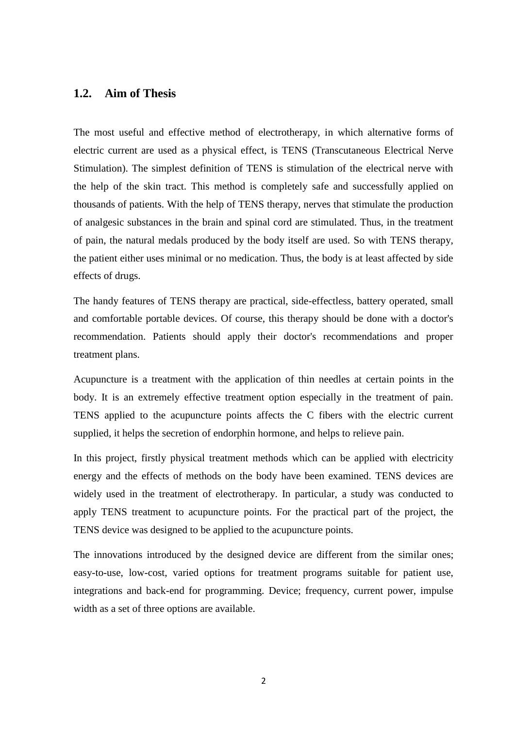## 1.2. Aim of Thesis

The most useful and effective method of electrotherapy, in which alternative forms of electric current are used as a physical effect, is TENS (Transcutaneous Electrical Nerve Stimulation). The simplest definition of TENS is stimulation of the electrical nerve with the help of the skin tract. This method is completely safe and successfully applied on thousands of patients. With the help of TENS therapy, nerves that stimulate the production of analgesic substances in the brain and spinal cord are stimulated. Thus, in the treatment of pain, the natural medals produced by the body itself are used. So with TENS therapy, the patient either uses minimal or no medication. Thus, the body is at least affected by side effects of drugs.

The handy features of TENS therapy are practical, side-effectless, battery operated, small and comfortable portable devices. Of course, this therapy should be done with a doctor's recommendation. Patients should apply their doctor's recommendations and proper treatment plans.

Acupuncture is a treatment with the application of thin needles at certain points in the body. It is an extremely effective treatment option especially in the treatment of pain. TENS applied to the acupuncture points affects the C fibers with the electric current supplied, it helps the secretion of endorphin hormone, and helps to relieve pain.

In this project, firstly physical treatment methods which can be applied with electricity energy and the effects of methods on the body have been examined. TENS devices are widely used in the treatment of electrotherapy. In particular, a study was conducted to apply TENS treatment to acupuncture points. For the practical part of the project, the TENS device was designed to be applied to the acupuncture points.

The innovations introduced by the designed device are different from the similar ones; easy-to-use, low-cost, varied options for treatment programs suitable for patient use, integrations and back-end for programming. Device; frequency, current power, impulse width as a set of three options are available.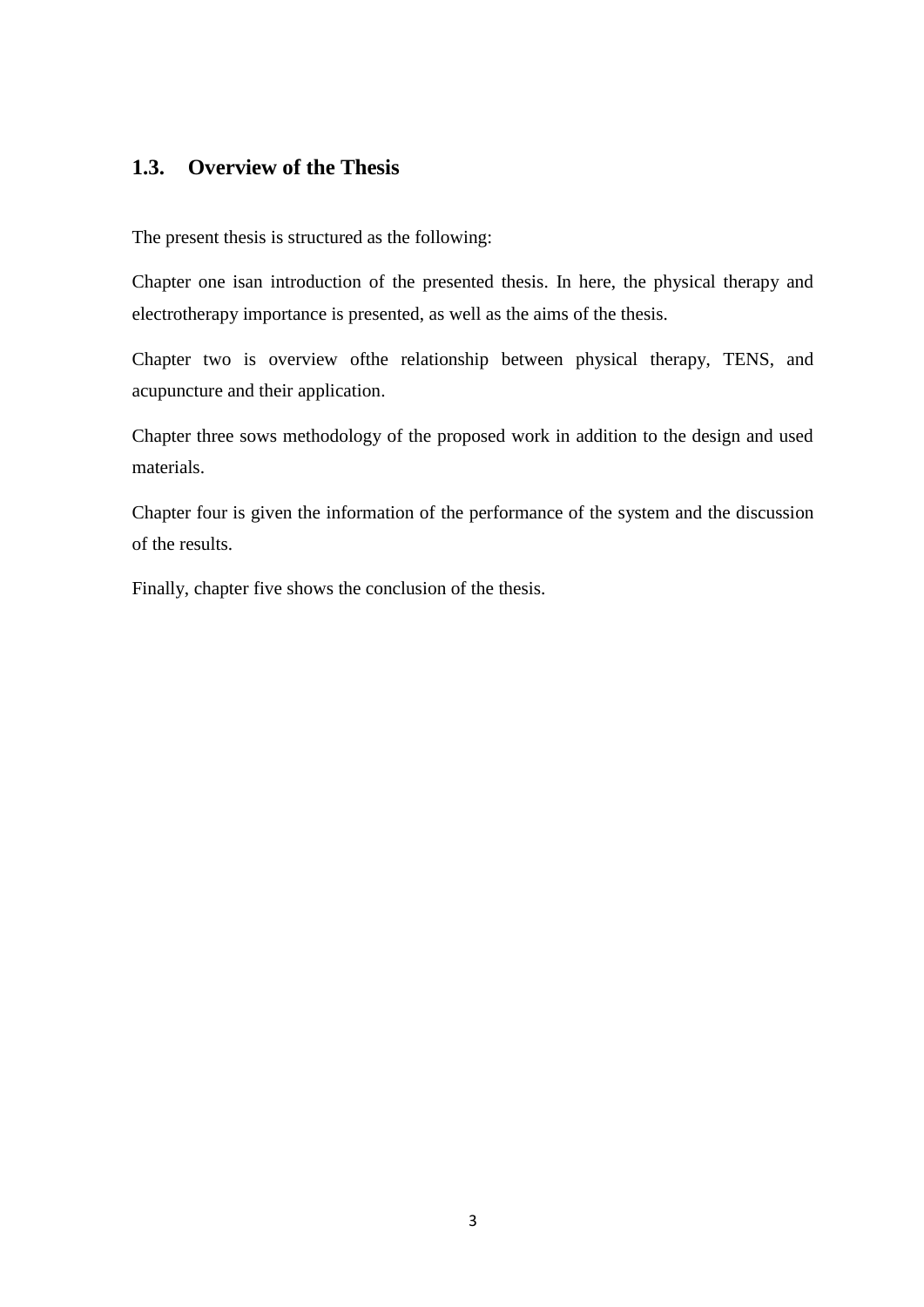## 1.3. Overview of the Thesis

The present thesis is structured as the following:

Chapter one isan introduction of the presented thesis. In here, the physical therapy and electrotherapy importance is presented, as well as the aims of the thesis.

Chapter two is overview ofthe relationship between physical therapy, TENS, and acupuncture and their application.

Chapter three sows methodology of the proposed work in addition to the design and used materials.

Chapter four is given the information of the performance of the system and the discussion of the results.

Finally, chapter five shows the conclusion of the thesis.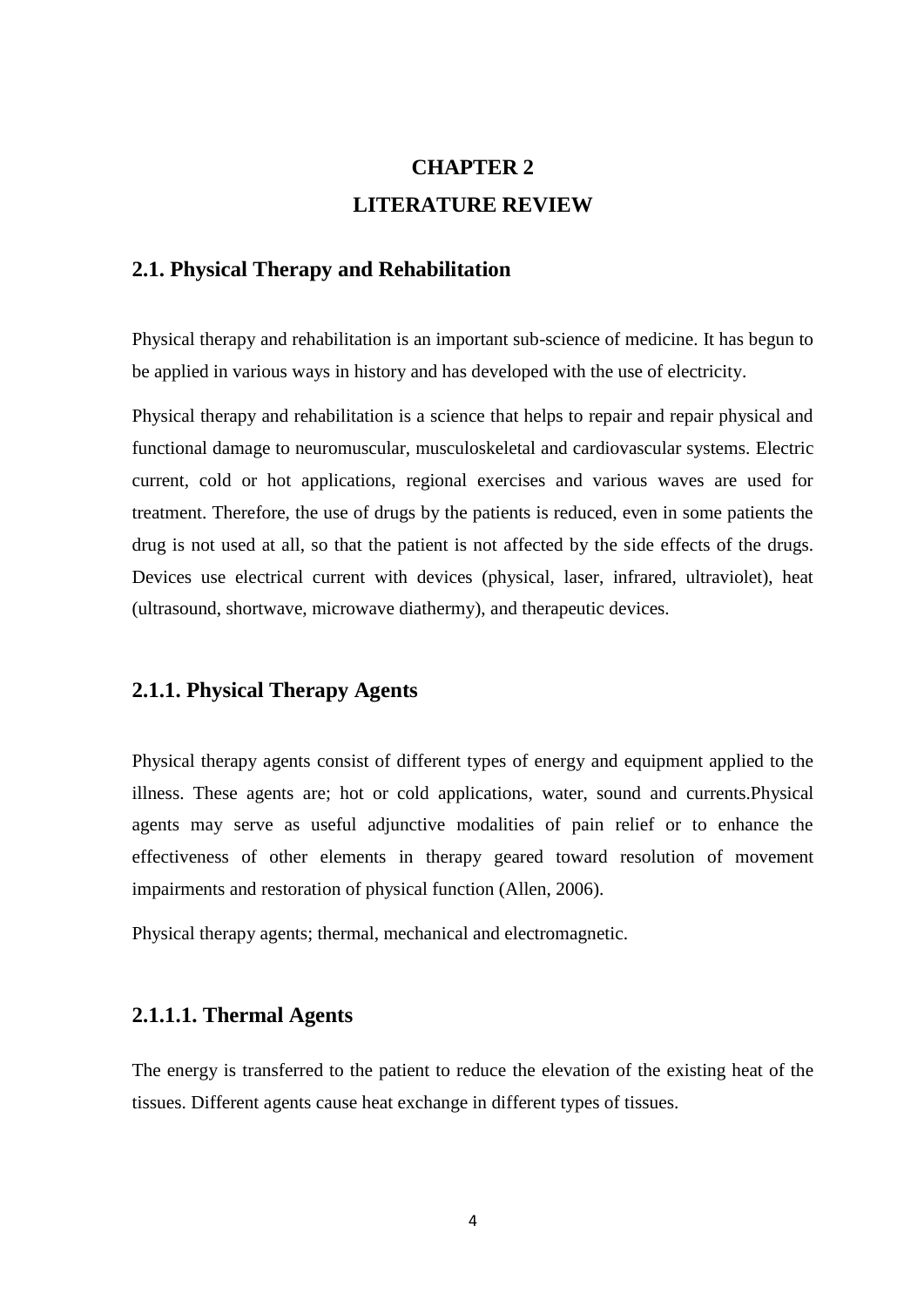# CHAPTER 2
# LITERATURE REVIEW

## 2.1. Physical Therapy and Rehabilitation

Physical therapy and rehabilitation is an important sub-science of medicine. It has begun to be applied in various ways in history and has developed with the use of electricity.

Physical therapy and rehabilitation is a science that helps to repair and repair physical and functional damage to neuromuscular, musculoskeletal and cardiovascular systems. Electric current, cold or hot applications, regional exercises and various waves are used for treatment. Therefore, the use of drugs by the patients is reduced, even in some patients the drug is not used at all, so that the patient is not affected by the side effects of the drugs. Devices use electrical current with devices (physical, laser, infrared, ultraviolet), heat (ultrasound, shortwave, microwave diathermy), and therapeutic devices.

### 2.1.1. Physical Therapy Agents

Physical therapy agents consist of different types of energy and equipment applied to the illness. These agents are; hot or cold applications, water, sound and currents.Physical agents may serve as useful adjunctive modalities of pain relief or to enhance the effectiveness of other elements in therapy geared toward resolution of movement impairments and restoration of physical function (Allen, 2006).

Physical therapy agents; thermal, mechanical and electromagnetic.

#### 2.1.1.1. Thermal Agents

The energy is transferred to the patient to reduce the elevation of the existing heat of the tissues. Different agents cause heat exchange in different types of tissues.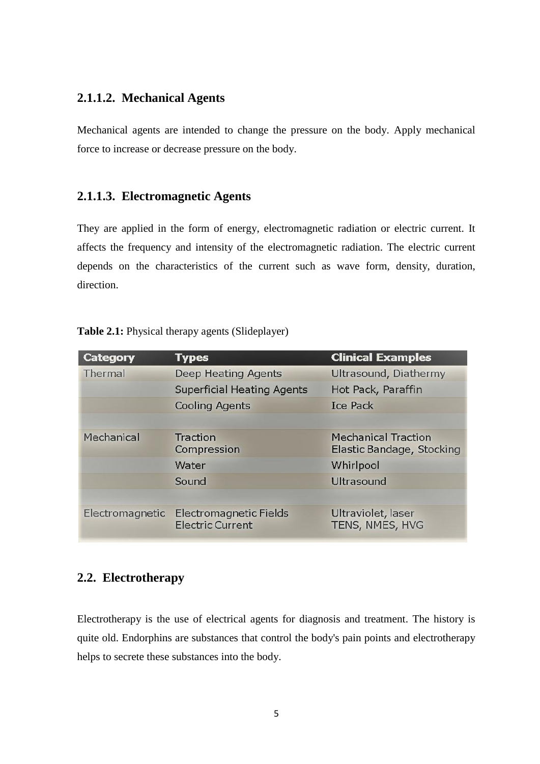### 2.1.1.2. Mechanical Agents

Mechanical agents are intended to change the pressure on the body. Apply mechanical force to increase or decrease pressure on the body.

### 2.1.1.3. Electromagnetic Agents

They are applied in the form of energy, electromagnetic radiation or electric current. It affects the frequency and intensity of the electromagnetic radiation. The electric current depends on the characteristics of the current such as wave form, density, duration, direction.

**Table 2.1:** Physical therapy agents (Slideplayer)

| Category | Types | Clinical Examples |
|---|---|---|
| Thermal | Deep Heating Agents | Ultrasound, Diathermy |
| | Superficial Heating Agents | Hot Pack, Paraffin |
| | Cooling Agents | Ice Pack |
| | | |
| Mechanical | Traction<br>Compression | Mechanical Traction<br>Elastic Bandage, Stocking |
| | Water | Whirlpool |
| | Sound | Ultrasound |
| | | |
| Electromagnetic | Electromagnetic Fields<br>Electric Current | Ultraviolet, laser<br>TENS, NMES, HVG |

## 2.2. Electrotherapy

Electrotherapy is the use of electrical agents for diagnosis and treatment. The history is quite old. Endorphins are substances that control the body's pain points and electrotherapy helps to secrete these substances into the body.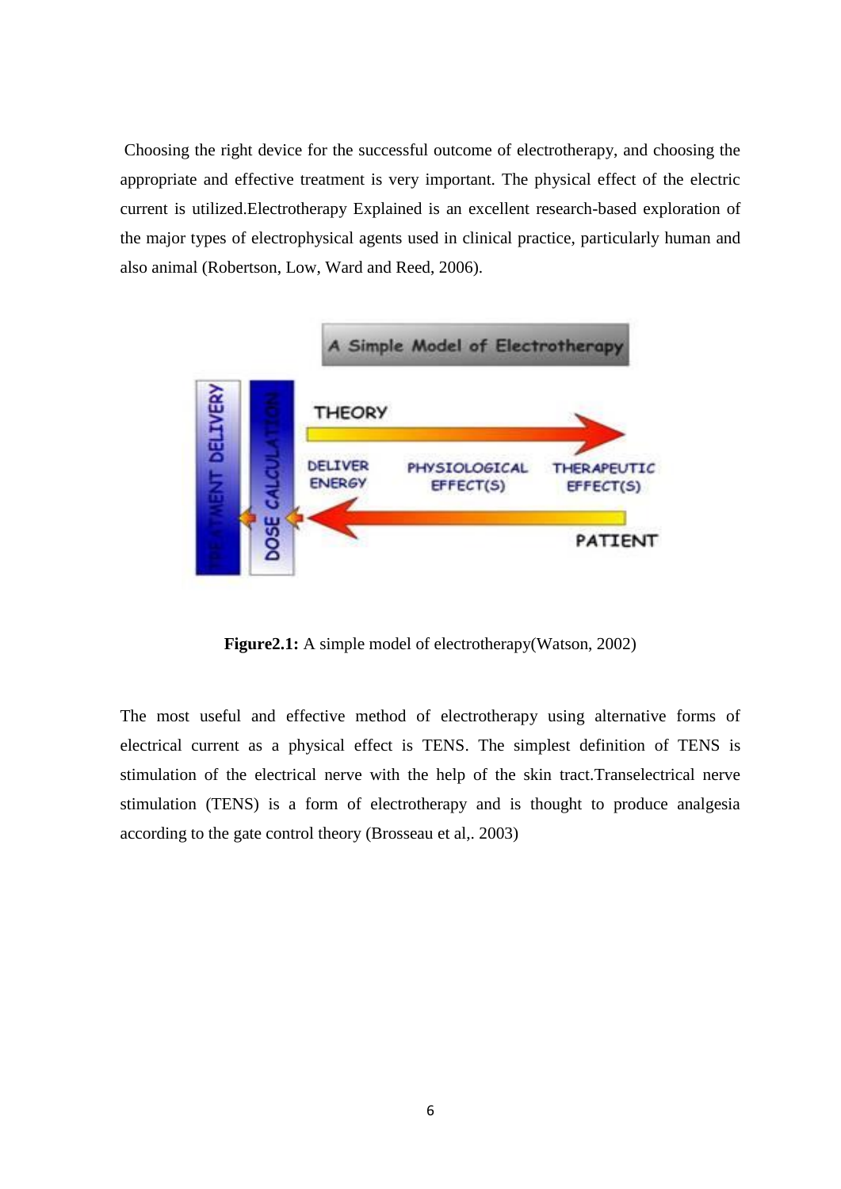Choosing the right device for the successful outcome of electrotherapy, and choosing the appropriate and effective treatment is very important. The physical effect of the electric current is utilized.Electrotherapy Explained is an excellent research-based exploration of the major types of electrophysical agents used in clinical practice, particularly human and also animal (Robertson, Low, Ward and Reed, 2006).

**Figure2.1:** A simple model of electrotherapy(Watson, 2002)

The most useful and effective method of electrotherapy using alternative forms of electrical current as a physical effect is TENS. The simplest definition of TENS is stimulation of the electrical nerve with the help of the skin tract.Transelectrical nerve stimulation (TENS) is a form of electrotherapy and is thought to produce analgesia according to the gate control theory (Brosseau et al,. 2003)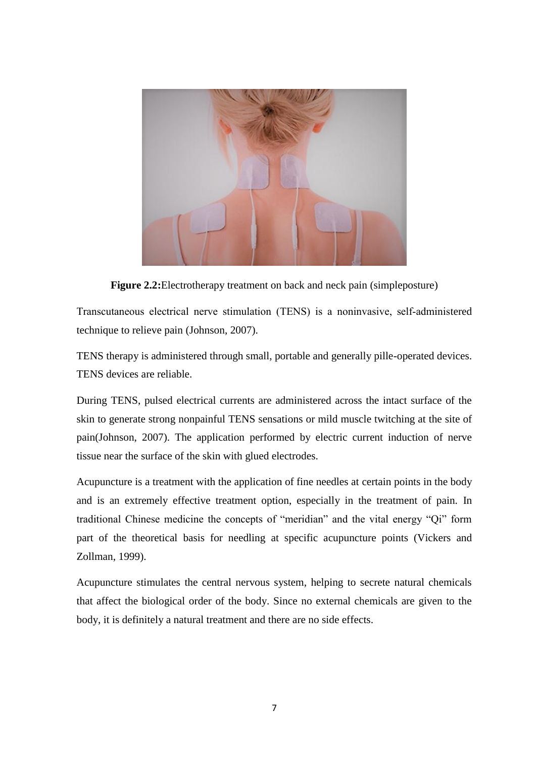**Figure 2.2:**Electrotherapy treatment on back and neck pain (simpleposture)

Transcutaneous electrical nerve stimulation (TENS) is a noninvasive, self-administered technique to relieve pain (Johnson, 2007).

TENS therapy is administered through small, portable and generally pille-operated devices. TENS devices are reliable.

During TENS, pulsed electrical currents are administered across the intact surface of the skin to generate strong nonpainful TENS sensations or mild muscle twitching at the site of pain(Johnson, 2007). The application performed by electric current induction of nerve tissue near the surface of the skin with glued electrodes.

Acupuncture is a treatment with the application of fine needles at certain points in the body and is an extremely effective treatment option, especially in the treatment of pain. In traditional Chinese medicine the concepts of "meridian" and the vital energy "Qi" form part of the theoretical basis for needling at specific acupuncture points (Vickers and Zollman, 1999).

Acupuncture stimulates the central nervous system, helping to secrete natural chemicals that affect the biological order of the body. Since no external chemicals are given to the body, it is definitely a natural treatment and there are no side effects.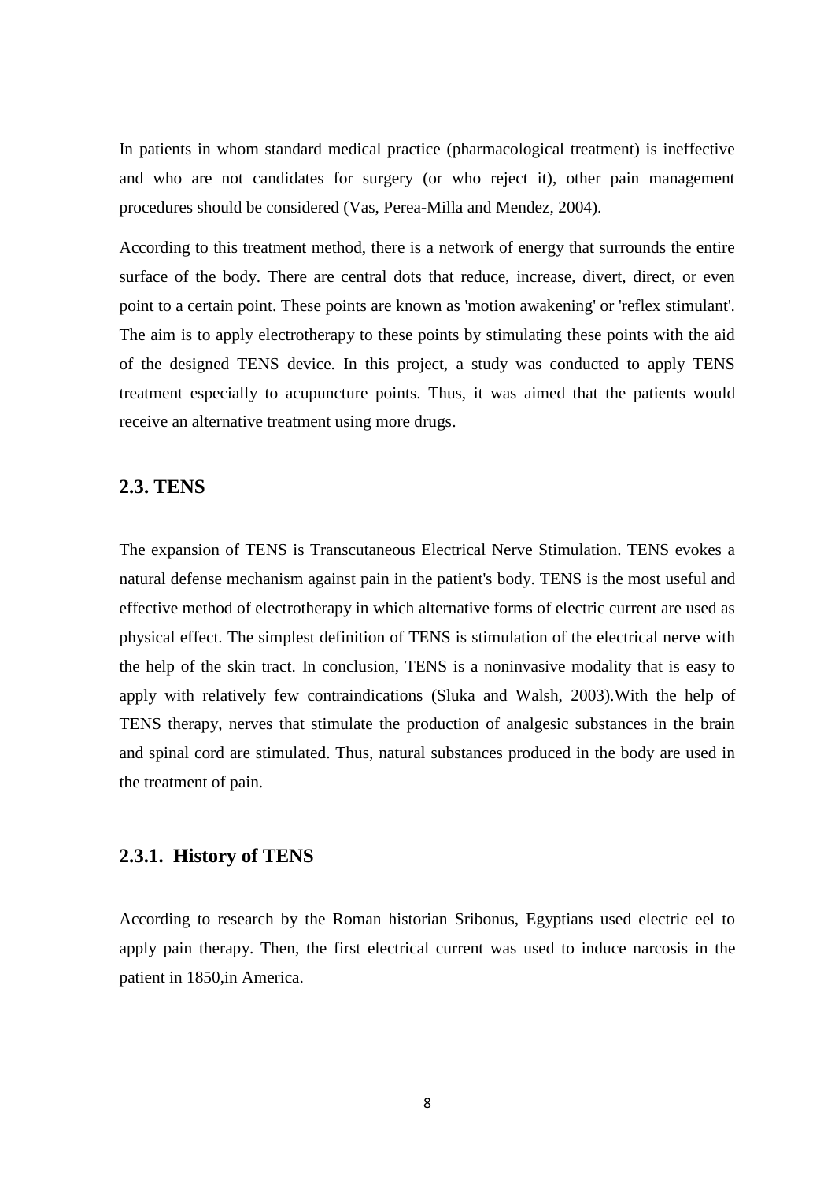In patients in whom standard medical practice (pharmacological treatment) is ineffective and who are not candidates for surgery (or who reject it), other pain management procedures should be considered (Vas, Perea-Milla and Mendez, 2004).

According to this treatment method, there is a network of energy that surrounds the entire surface of the body. There are central dots that reduce, increase, divert, direct, or even point to a certain point. These points are known as 'motion awakening' or 'reflex stimulant'. The aim is to apply electrotherapy to these points by stimulating these points with the aid of the designed TENS device. In this project, a study was conducted to apply TENS treatment especially to acupuncture points. Thus, it was aimed that the patients would receive an alternative treatment using more drugs.

## 2.3. TENS

The expansion of TENS is Transcutaneous Electrical Nerve Stimulation. TENS evokes a natural defense mechanism against pain in the patient's body. TENS is the most useful and effective method of electrotherapy in which alternative forms of electric current are used as physical effect. The simplest definition of TENS is stimulation of the electrical nerve with the help of the skin tract. In conclusion, TENS is a noninvasive modality that is easy to apply with relatively few contraindications (Sluka and Walsh, 2003).With the help of TENS therapy, nerves that stimulate the production of analgesic substances in the brain and spinal cord are stimulated. Thus, natural substances produced in the body are used in the treatment of pain.

### 2.3.1. History of TENS

According to research by the Roman historian Sribonus, Egyptians used electric eel to apply pain therapy. Then, the first electrical current was used to induce narcosis in the patient in 1850,in America.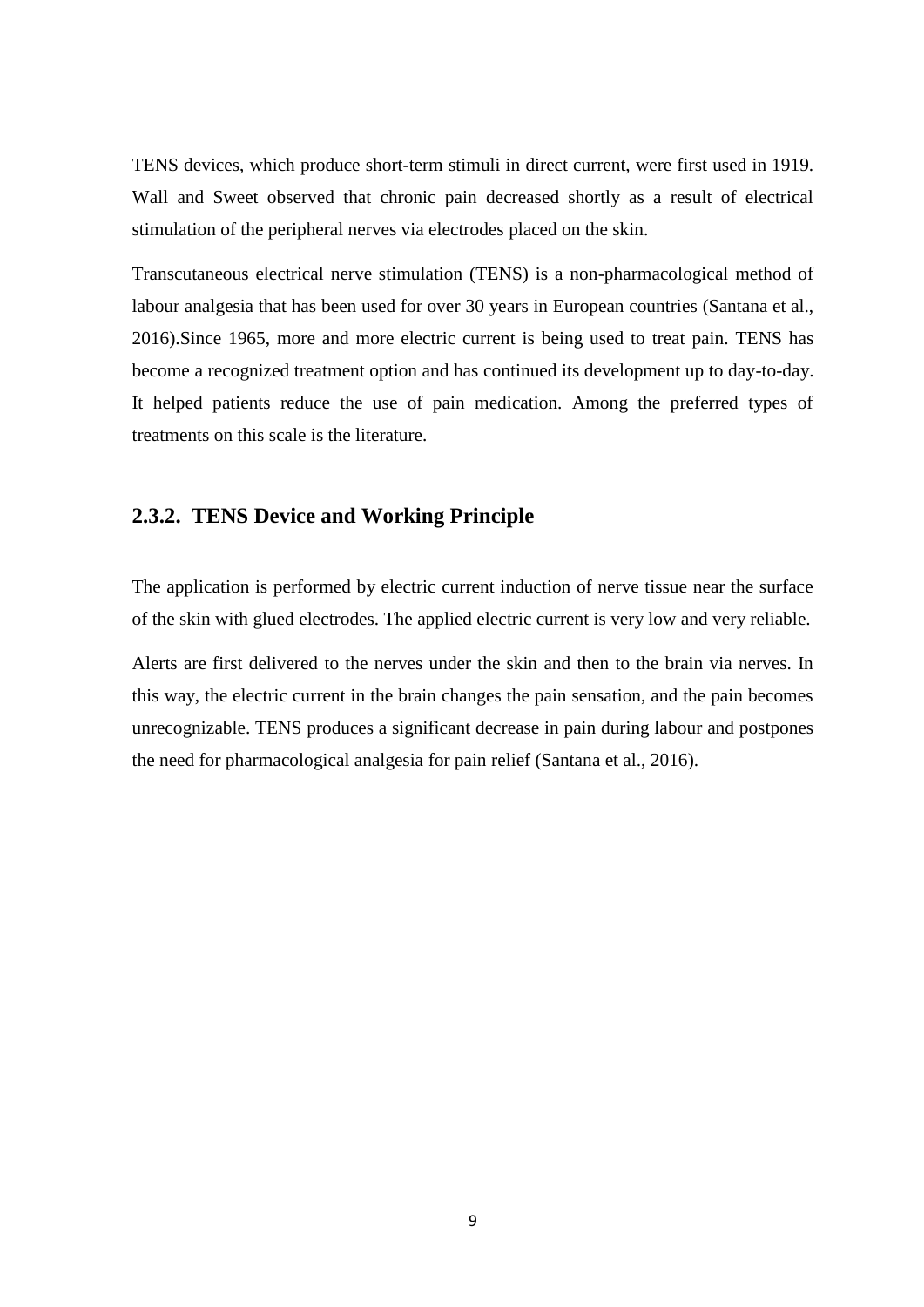TENS devices, which produce short-term stimuli in direct current, were first used in 1919. Wall and Sweet observed that chronic pain decreased shortly as a result of electrical stimulation of the peripheral nerves via electrodes placed on the skin.

Transcutaneous electrical nerve stimulation (TENS) is a non-pharmacological method of labour analgesia that has been used for over 30 years in European countries (Santana et al., 2016).Since 1965, more and more electric current is being used to treat pain. TENS has become a recognized treatment option and has continued its development up to day-to-day. It helped patients reduce the use of pain medication. Among the preferred types of treatments on this scale is the literature.

### 2.3.2. TENS Device and Working Principle

The application is performed by electric current induction of nerve tissue near the surface of the skin with glued electrodes. The applied electric current is very low and very reliable.

Alerts are first delivered to the nerves under the skin and then to the brain via nerves. In this way, the electric current in the brain changes the pain sensation, and the pain becomes unrecognizable. TENS produces a significant decrease in pain during labour and postpones the need for pharmacological analgesia for pain relief (Santana et al., 2016).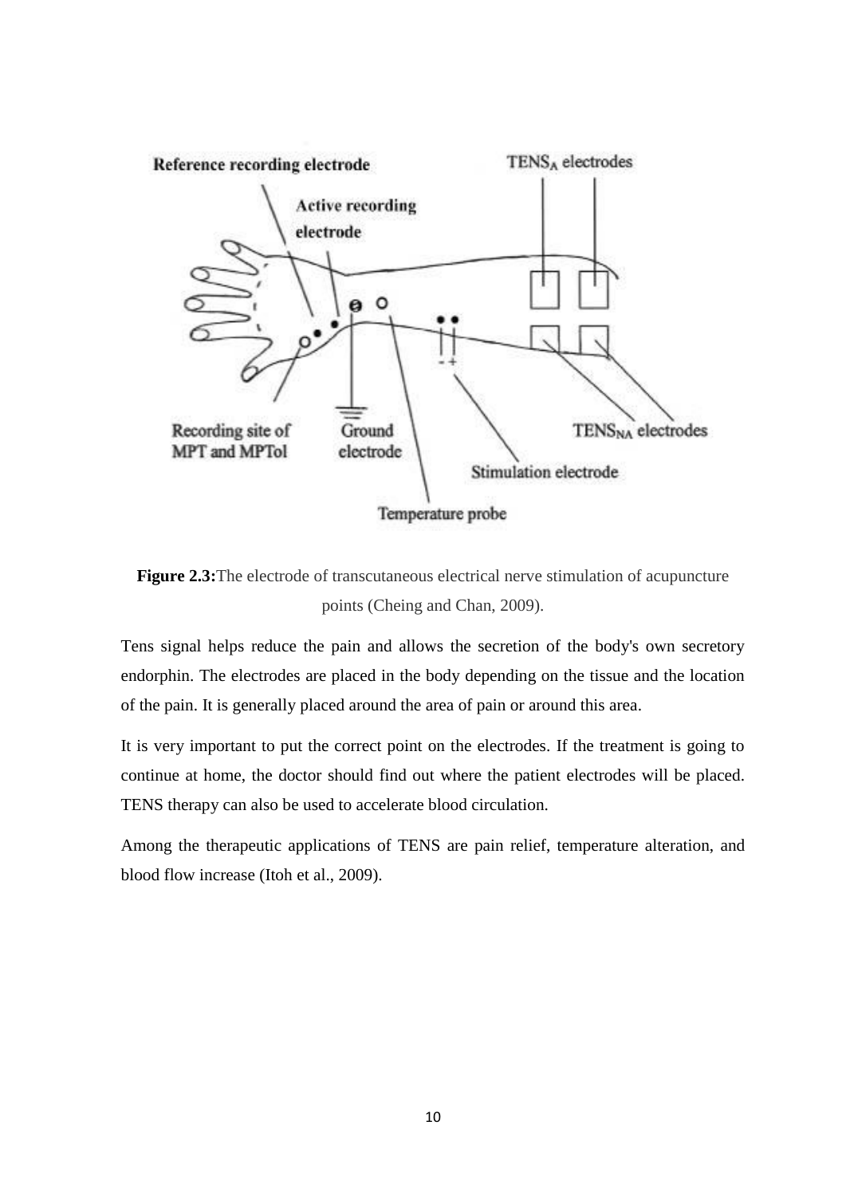**Figure 2.3:** The electrode of transcutaneous electrical nerve stimulation of acupuncture points (Cheing and Chan, 2009).

Tens signal helps reduce the pain and allows the secretion of the body's own secretory endorphin. The electrodes are placed in the body depending on the tissue and the location of the pain. It is generally placed around the area of pain or around this area.

It is very important to put the correct point on the electrodes. If the treatment is going to continue at home, the doctor should find out where the patient electrodes will be placed. TENS therapy can also be used to accelerate blood circulation.

Among the therapeutic applications of TENS are pain relief, temperature alteration, and blood flow increase (Itoh et al., 2009).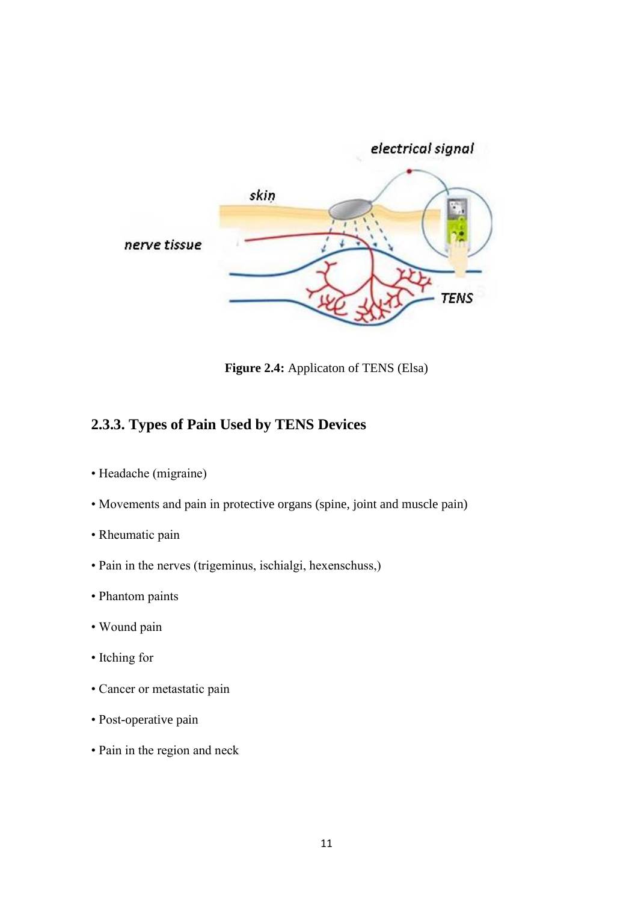**Figure 2.4:** Applicaton of TENS (Elsa)

### 2.3.3. Types of Pain Used by TENS Devices

- Headache (migraine)
- Movements and pain in protective organs (spine, joint and muscle pain)
- Rheumatic pain
- Pain in the nerves (trigeminus, ischialgi, hexenschuss,)
- Phantom paints
- Wound pain
- Itching for
- Cancer or metastatic pain
- Post-operative pain
- Pain in the region and neck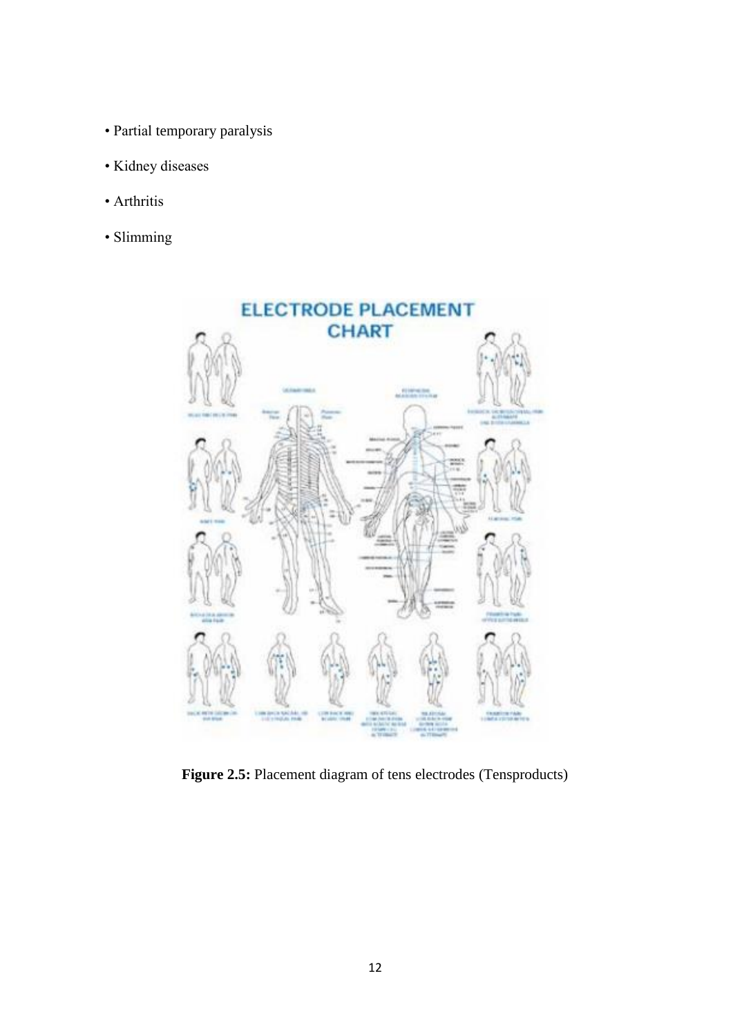- Partial temporary paralysis
- Kidney diseases
- Arthritis
- Slimming

**Figure 2.5:** Placement diagram of tens electrodes (Tensproducts)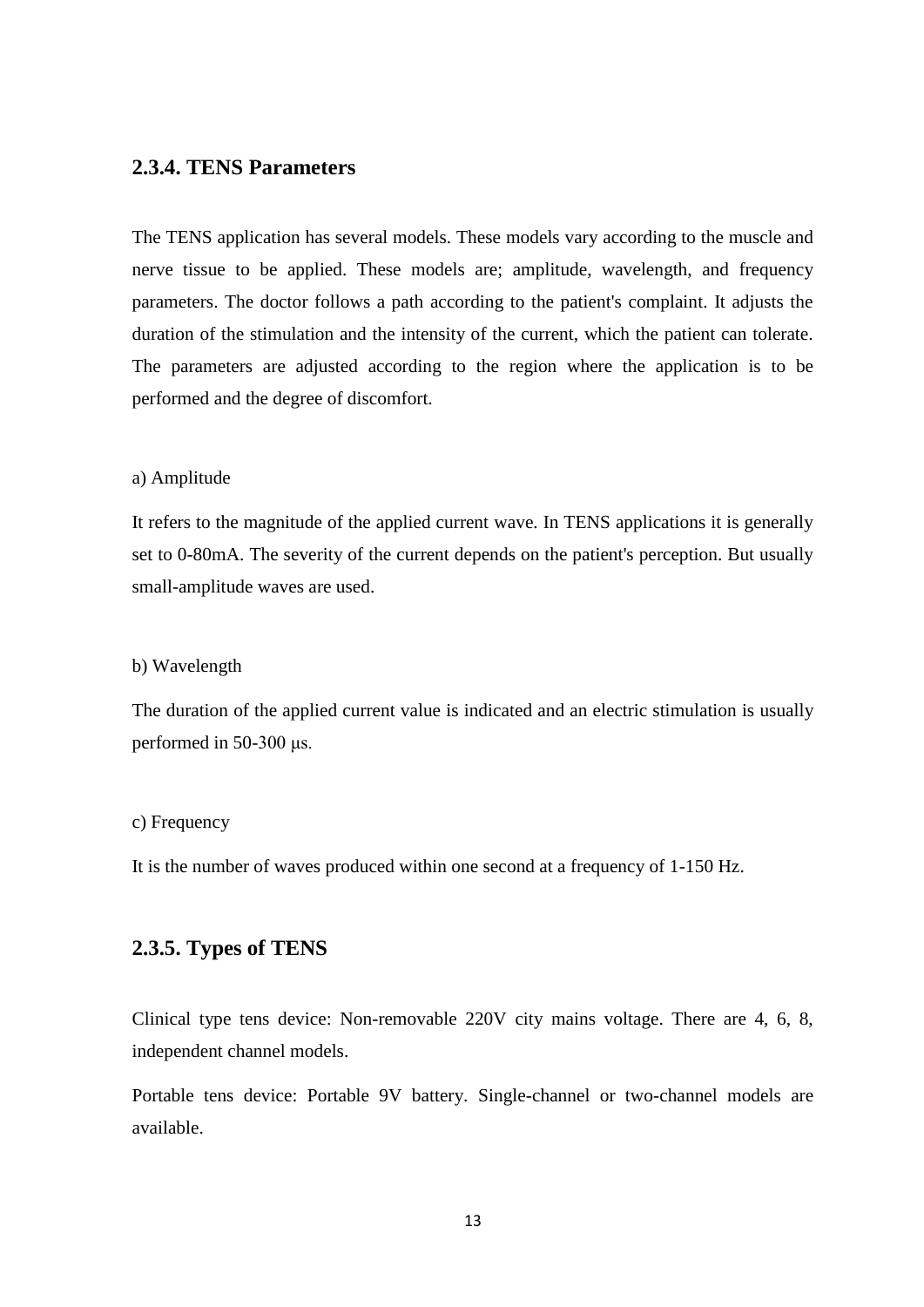### 2.3.4. TENS Parameters

The TENS application has several models. These models vary according to the muscle and nerve tissue to be applied. These models are; amplitude, wavelength, and frequency parameters. The doctor follows a path according to the patient's complaint. It adjusts the duration of the stimulation and the intensity of the current, which the patient can tolerate. The parameters are adjusted according to the region where the application is to be performed and the degree of discomfort.

a) Amplitude

It refers to the magnitude of the applied current wave. In TENS applications it is generally set to 0-80mA. The severity of the current depends on the patient's perception. But usually small-amplitude waves are used.

b) Wavelength

The duration of the applied current value is indicated and an electric stimulation is usually performed in 50-300 μs.

c) Frequency

It is the number of waves produced within one second at a frequency of 1-150 Hz.

### 2.3.5. Types of TENS

Clinical type tens device: Non-removable 220V city mains voltage. There are 4, 6, 8, independent channel models.

Portable tens device: Portable 9V battery. Single-channel or two-channel models are available.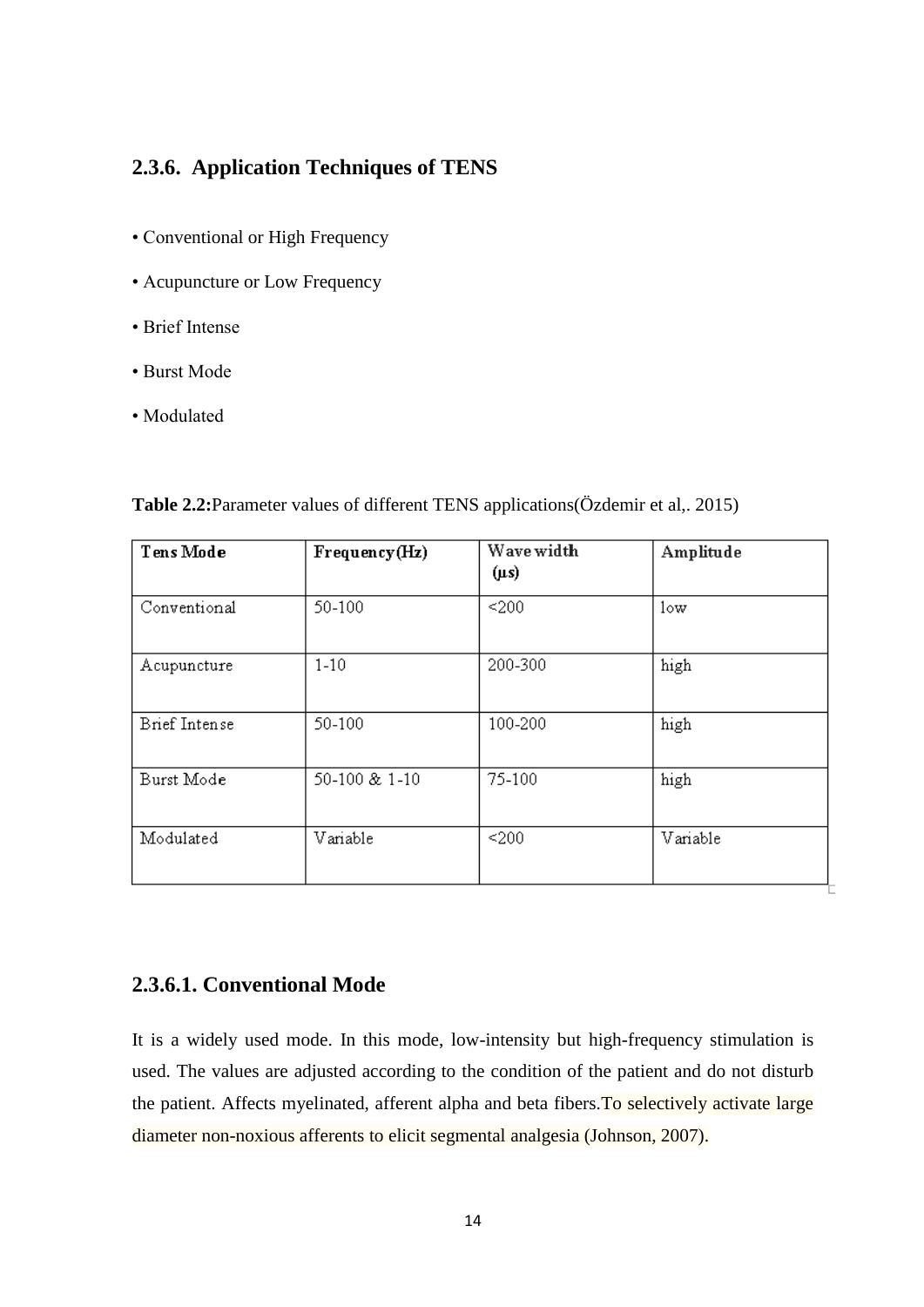## 2.3.6. Application Techniques of TENS

- Conventional or High Frequency
- Acupuncture or Low Frequency
- Brief Intense
- Burst Mode
- Modulated

**Table 2.2:**Parameter values of different TENS applications(Özdemir et al,. 2015)

| Tens Mode | Frequency(Hz) | Wave width (μs) | Amplitude |
|---|---|---|---|
| Conventional | 50-100 | <200 | low |
| Acupuncture | 1-10 | 200-300 | high |
| Brief Intense | 50-100 | 100-200 | high |
| Burst Mode | 50-100 & 1-10 | 75-100 | high |
| Modulated | Variable | <200 | Variable |

### 2.3.6.1. Conventional Mode

It is a widely used mode. In this mode, low-intensity but high-frequency stimulation is used. The values are adjusted according to the condition of the patient and do not disturb the patient. Affects myelinated, afferent alpha and beta fibers.To selectively activate large diameter non-noxious afferents to elicit segmental analgesia (Johnson, 2007).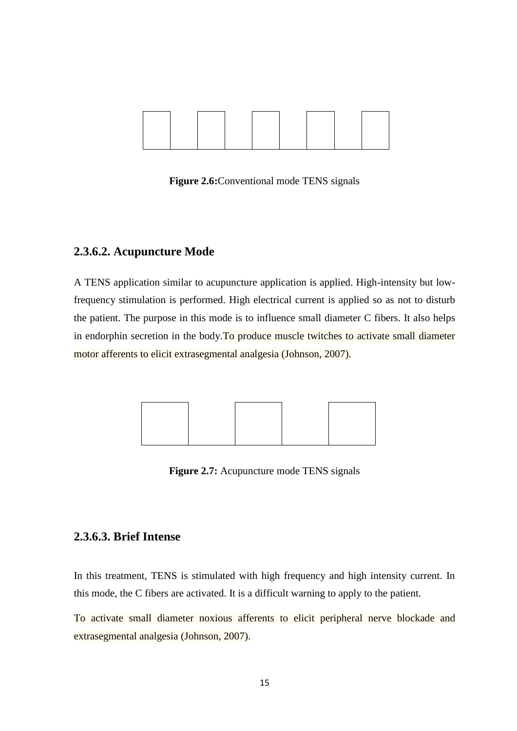**Figure 2.6:**Conventional mode TENS signals

### 2.3.6.2. Acupuncture Mode

A TENS application similar to acupuncture application is applied. High-intensity but low-frequency stimulation is performed. High electrical current is applied so as not to disturb the patient. The purpose in this mode is to influence small diameter C fibers. It also helps in endorphin secretion in the body.To produce muscle twitches to activate small diameter motor afferents to elicit extrasegmental analgesia (Johnson, 2007).

**Figure 2.7:** Acupuncture mode TENS signals

### 2.3.6.3. Brief Intense

In this treatment, TENS is stimulated with high frequency and high intensity current. In this mode, the C fibers are activated. It is a difficult warning to apply to the patient.

To activate small diameter noxious afferents to elicit peripheral nerve blockade and extrasegmental analgesia (Johnson, 2007).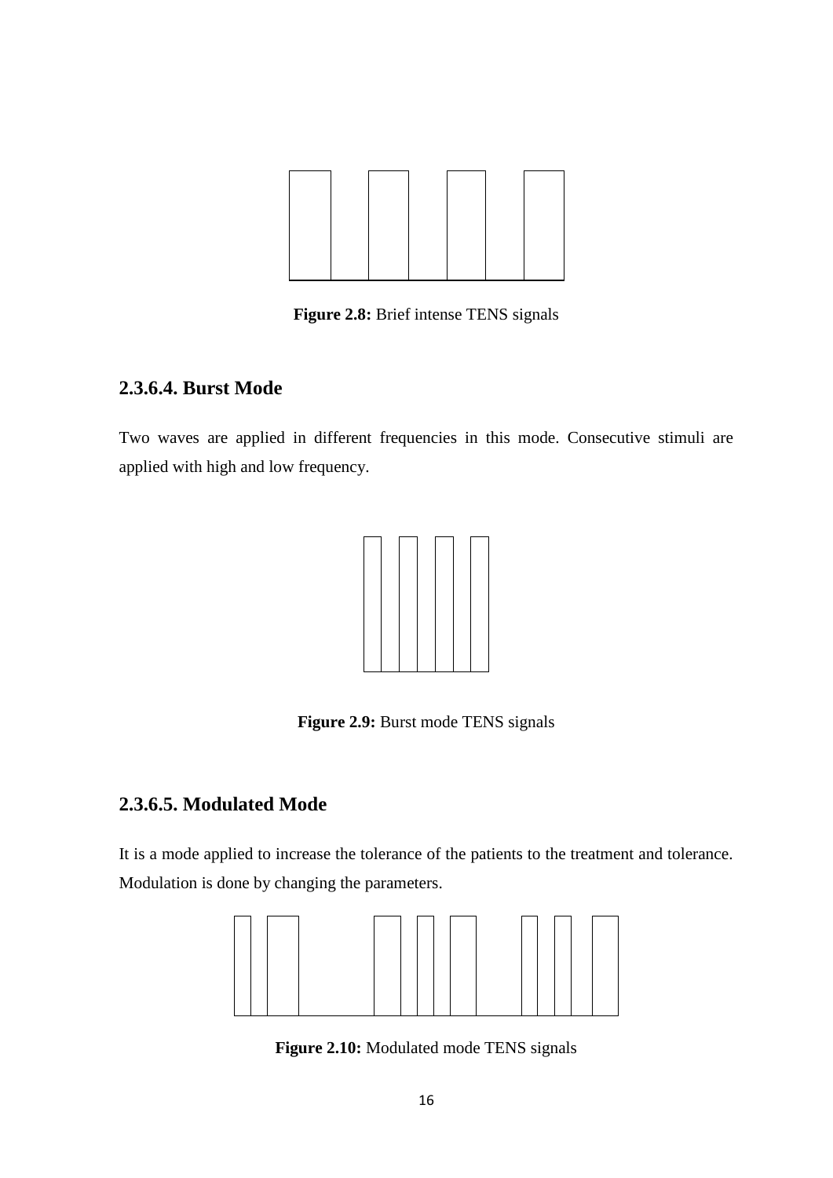**Figure 2.8:** Brief intense TENS signals

### 2.3.6.4. Burst Mode

Two waves are applied in different frequencies in this mode. Consecutive stimuli are applied with high and low frequency.

**Figure 2.9:** Burst mode TENS signals

### 2.3.6.5. Modulated Mode

It is a mode applied to increase the tolerance of the patients to the treatment and tolerance. Modulation is done by changing the parameters.

**Figure 2.10:** Modulated mode TENS signals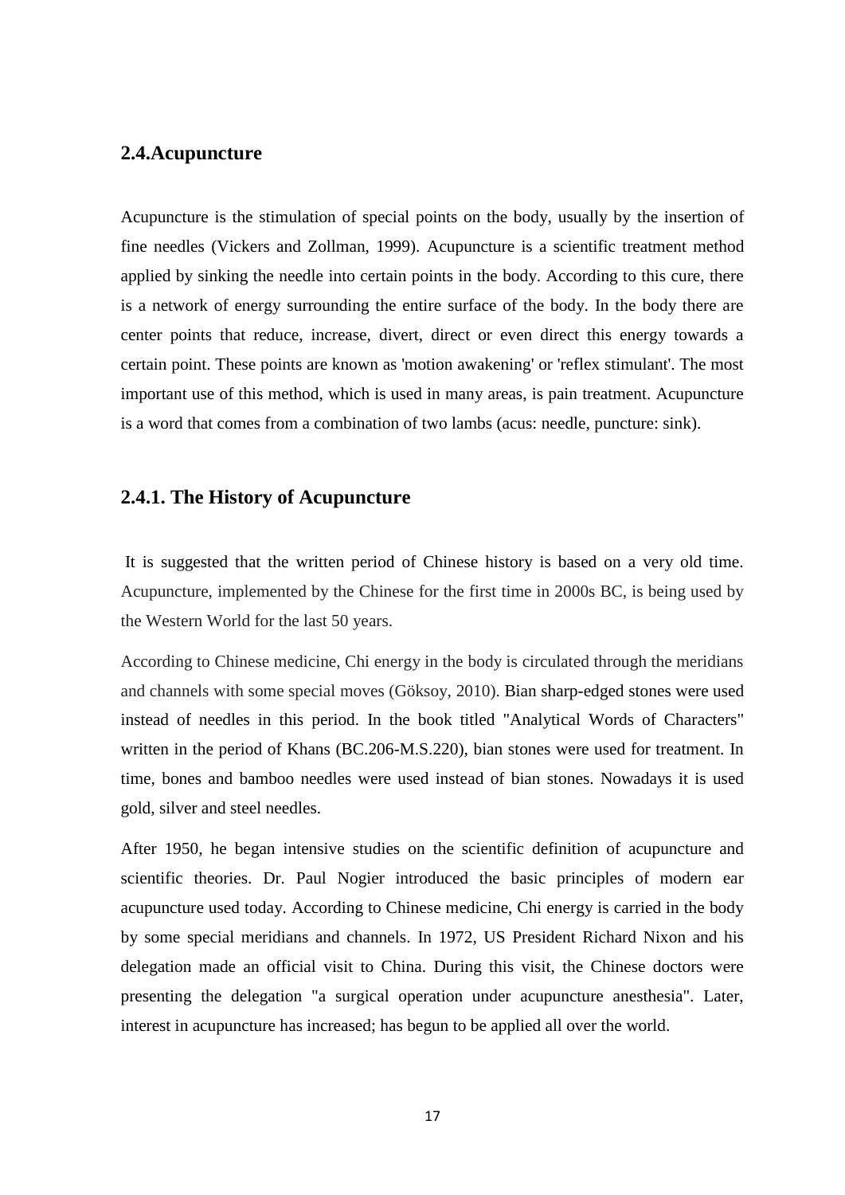## 2.4.Acupuncture

Acupuncture is the stimulation of special points on the body, usually by the insertion of fine needles (Vickers and Zollman, 1999). Acupuncture is a scientific treatment method applied by sinking the needle into certain points in the body. According to this cure, there is a network of energy surrounding the entire surface of the body. In the body there are center points that reduce, increase, divert, direct or even direct this energy towards a certain point. These points are known as 'motion awakening' or 'reflex stimulant'. The most important use of this method, which is used in many areas, is pain treatment. Acupuncture is a word that comes from a combination of two lambs (acus: needle, puncture: sink).

### 2.4.1. The History of Acupuncture

It is suggested that the written period of Chinese history is based on a very old time. Acupuncture, implemented by the Chinese for the first time in 2000s BC, is being used by the Western World for the last 50 years.

According to Chinese medicine, Chi energy in the body is circulated through the meridians and channels with some special moves (Göksoy, 2010). Bian sharp-edged stones were used instead of needles in this period. In the book titled "Analytical Words of Characters" written in the period of Khans (BC.206-M.S.220), bian stones were used for treatment. In time, bones and bamboo needles were used instead of bian stones. Nowadays it is used gold, silver and steel needles.

After 1950, he began intensive studies on the scientific definition of acupuncture and scientific theories. Dr. Paul Nogier introduced the basic principles of modern ear acupuncture used today. According to Chinese medicine, Chi energy is carried in the body by some special meridians and channels. In 1972, US President Richard Nixon and his delegation made an official visit to China. During this visit, the Chinese doctors were presenting the delegation "a surgical operation under acupuncture anesthesia". Later, interest in acupuncture has increased; has begun to be applied all over the world.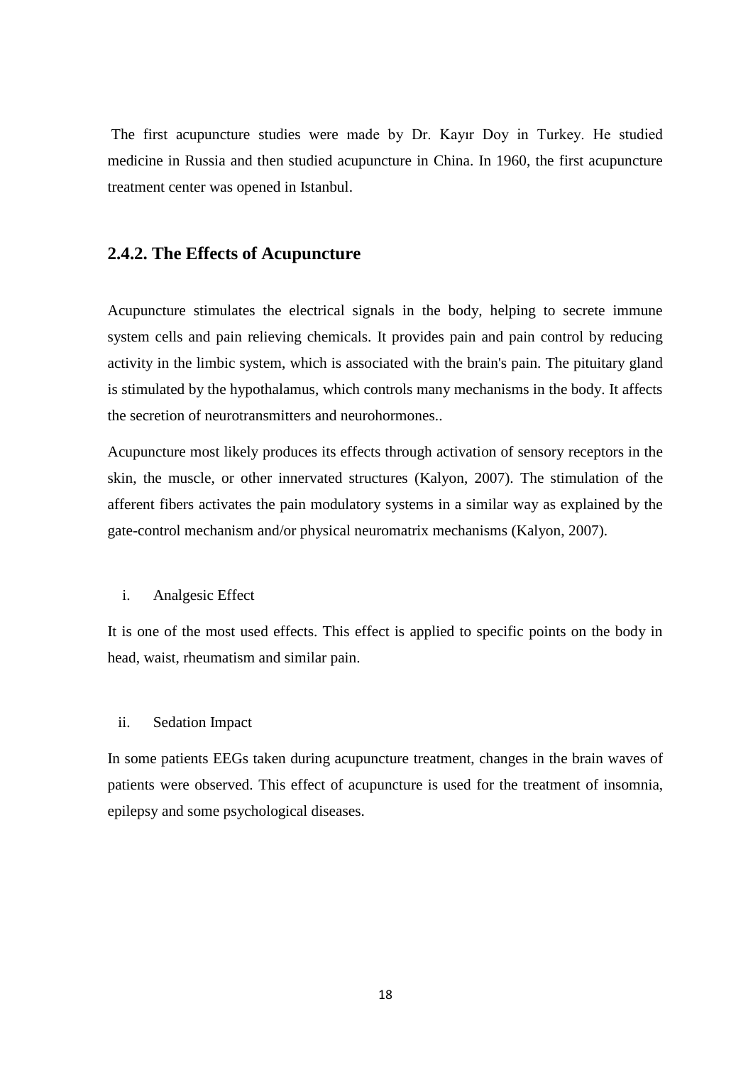The first acupuncture studies were made by Dr. Kayır Doy in Turkey. He studied medicine in Russia and then studied acupuncture in China. In 1960, the first acupuncture treatment center was opened in Istanbul.

### 2.4.2. The Effects of Acupuncture

Acupuncture stimulates the electrical signals in the body, helping to secrete immune system cells and pain relieving chemicals. It provides pain and pain control by reducing activity in the limbic system, which is associated with the brain's pain. The pituitary gland is stimulated by the hypothalamus, which controls many mechanisms in the body. It affects the secretion of neurotransmitters and neurohormones..

Acupuncture most likely produces its effects through activation of sensory receptors in the skin, the muscle, or other innervated structures (Kalyon, 2007). The stimulation of the afferent fibers activates the pain modulatory systems in a similar way as explained by the gate-control mechanism and/or physical neuromatrix mechanisms (Kalyon, 2007).

i. Analgesic Effect

It is one of the most used effects. This effect is applied to specific points on the body in head, waist, rheumatism and similar pain.

ii. Sedation Impact

In some patients EEGs taken during acupuncture treatment, changes in the brain waves of patients were observed. This effect of acupuncture is used for the treatment of insomnia, epilepsy and some psychological diseases.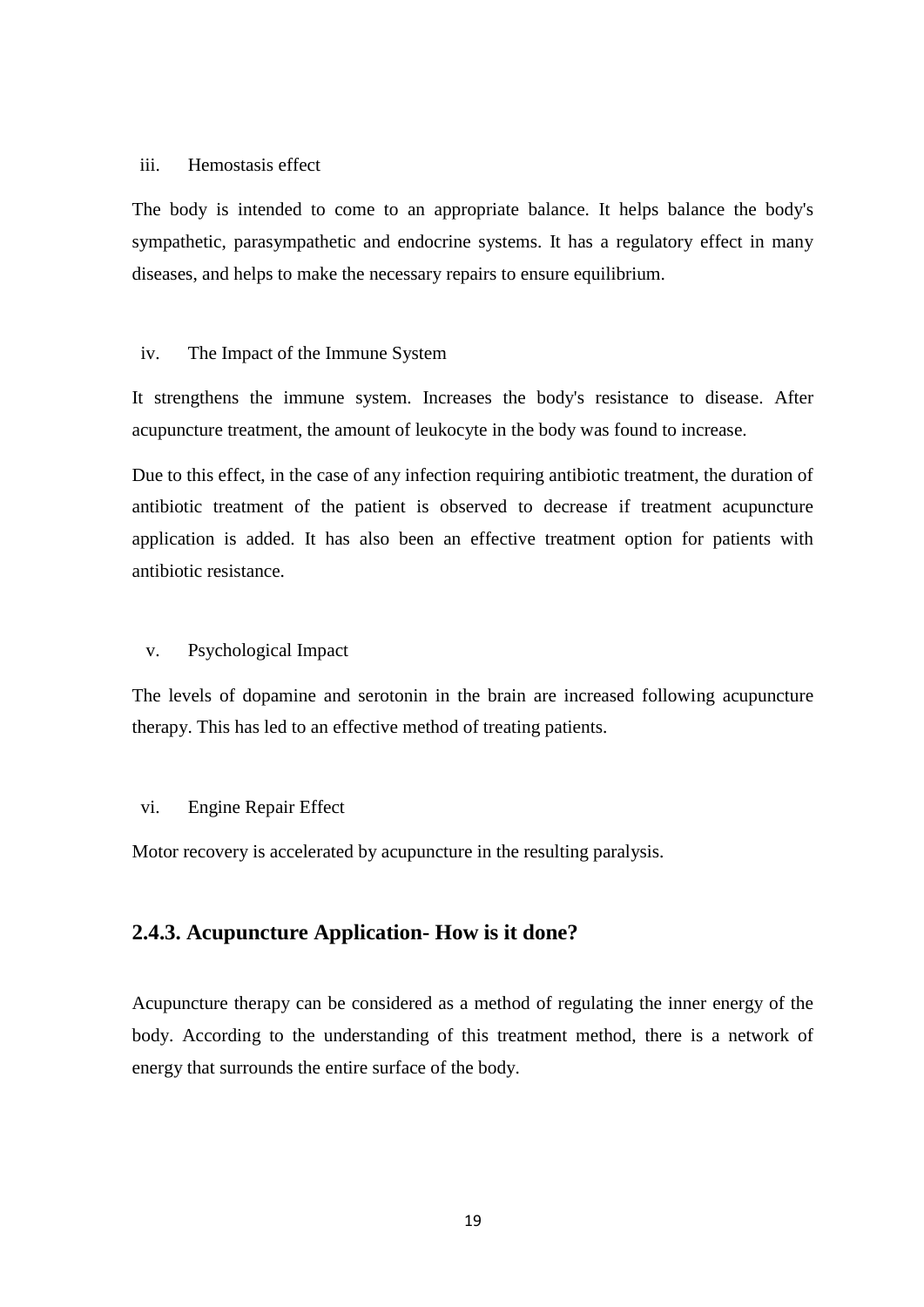iii. Hemostasis effect

The body is intended to come to an appropriate balance. It helps balance the body's sympathetic, parasympathetic and endocrine systems. It has a regulatory effect in many diseases, and helps to make the necessary repairs to ensure equilibrium.

iv. The Impact of the Immune System

It strengthens the immune system. Increases the body's resistance to disease. After acupuncture treatment, the amount of leukocyte in the body was found to increase.

Due to this effect, in the case of any infection requiring antibiotic treatment, the duration of antibiotic treatment of the patient is observed to decrease if treatment acupuncture application is added. It has also been an effective treatment option for patients with antibiotic resistance.

v. Psychological Impact

The levels of dopamine and serotonin in the brain are increased following acupuncture therapy. This has led to an effective method of treating patients.

vi. Engine Repair Effect

Motor recovery is accelerated by acupuncture in the resulting paralysis.

### 2.4.3. Acupuncture Application- How is it done?

Acupuncture therapy can be considered as a method of regulating the inner energy of the body. According to the understanding of this treatment method, there is a network of energy that surrounds the entire surface of the body.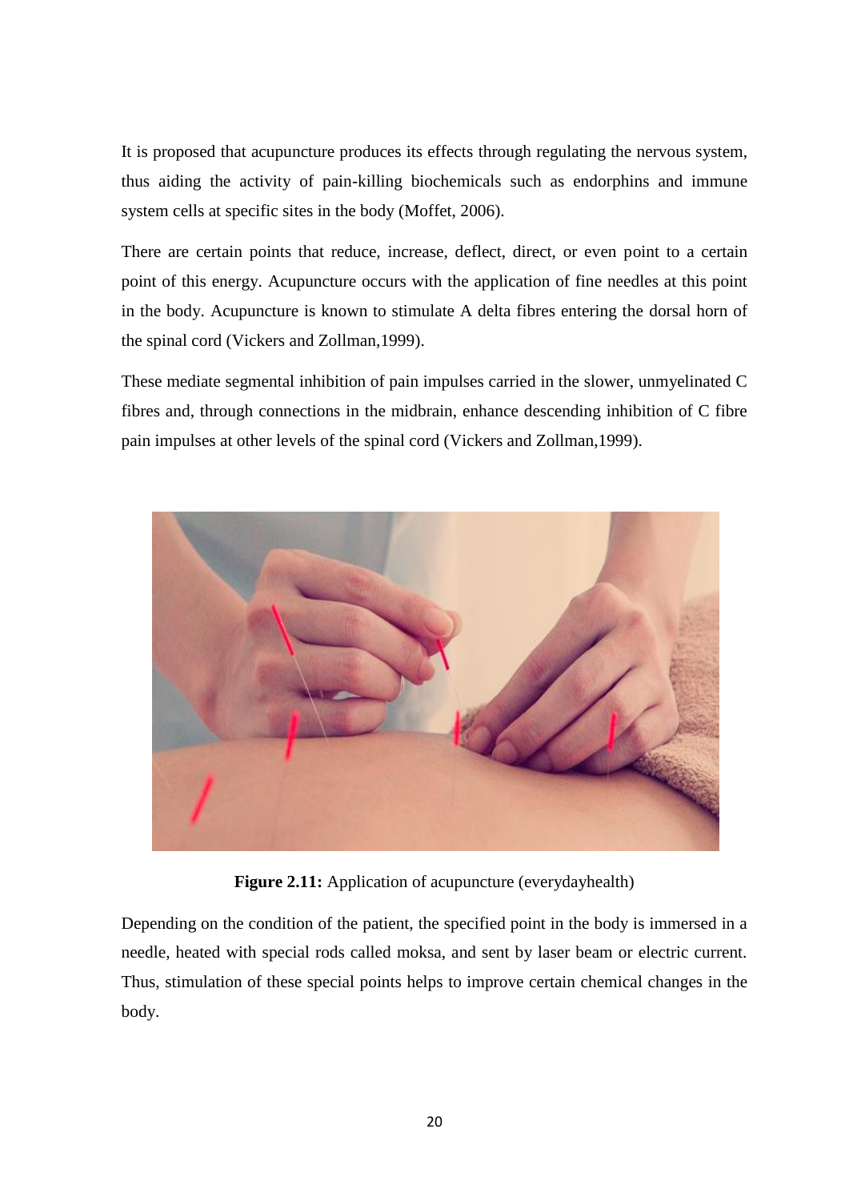It is proposed that acupuncture produces its effects through regulating the nervous system, thus aiding the activity of pain-killing biochemicals such as endorphins and immune system cells at specific sites in the body (Moffet, 2006).

There are certain points that reduce, increase, deflect, direct, or even point to a certain point of this energy. Acupuncture occurs with the application of fine needles at this point in the body. Acupuncture is known to stimulate A delta fibres entering the dorsal horn of the spinal cord (Vickers and Zollman,1999).

These mediate segmental inhibition of pain impulses carried in the slower, unmyelinated C fibres and, through connections in the midbrain, enhance descending inhibition of C fibre pain impulses at other levels of the spinal cord (Vickers and Zollman,1999).

**Figure 2.11:** Application of acupuncture (everydayhealth)

Depending on the condition of the patient, the specified point in the body is immersed in a needle, heated with special rods called moksa, and sent by laser beam or electric current. Thus, stimulation of these special points helps to improve certain chemical changes in the body.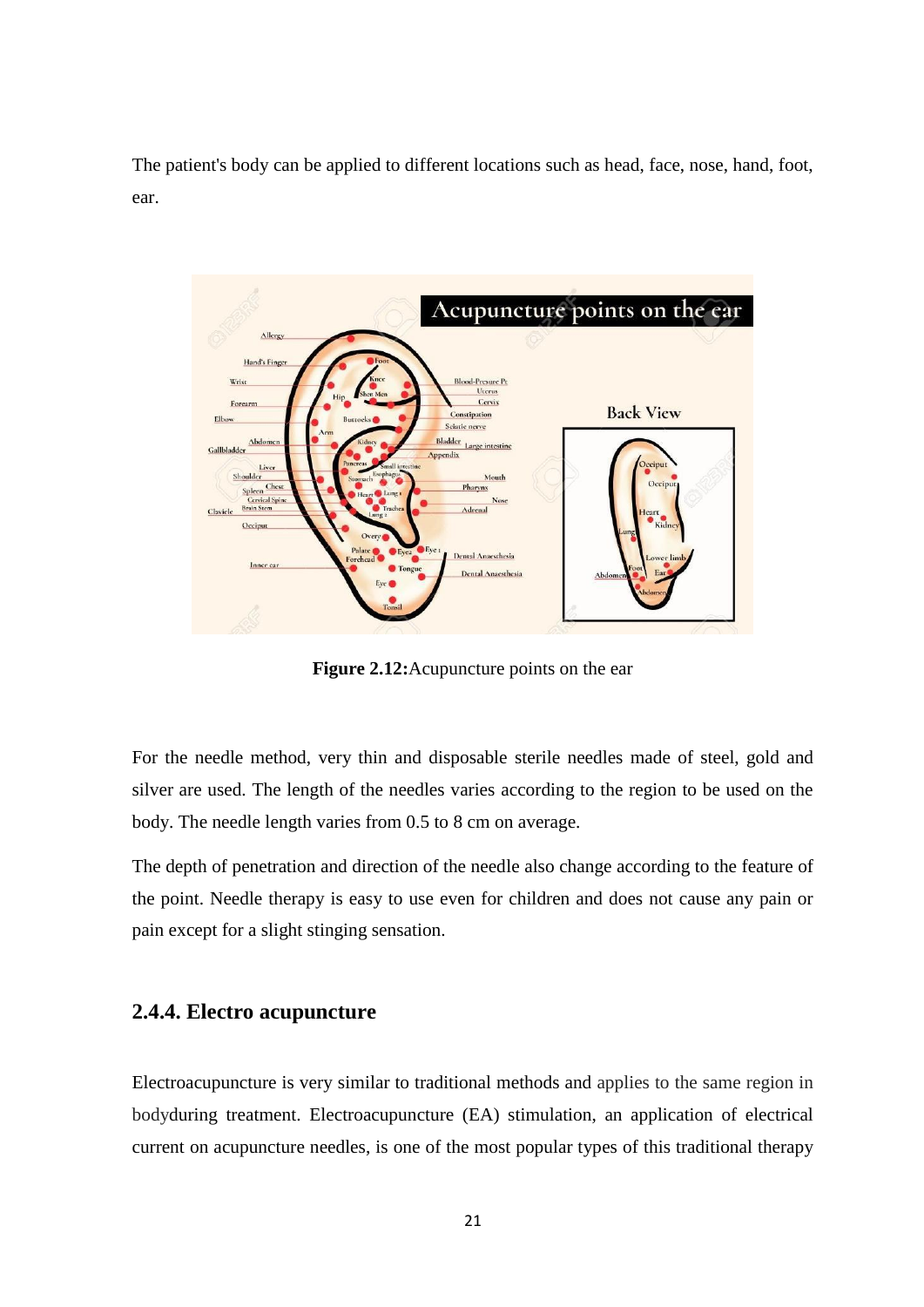The patient's body can be applied to different locations such as head, face, nose, hand, foot, ear.

**Figure 2.12:** Acupuncture points on the ear

For the needle method, very thin and disposable sterile needles made of steel, gold and silver are used. The length of the needles varies according to the region to be used on the body. The needle length varies from 0.5 to 8 cm on average.

The depth of penetration and direction of the needle also change according to the feature of the point. Needle therapy is easy to use even for children and does not cause any pain or pain except for a slight stinging sensation.

### 2.4.4. Electro acupuncture

Electroacupuncture is very similar to traditional methods and applies to the same region in bodyduring treatment. Electroacupuncture (EA) stimulation, an application of electrical current on acupuncture needles, is one of the most popular types of this traditional therapy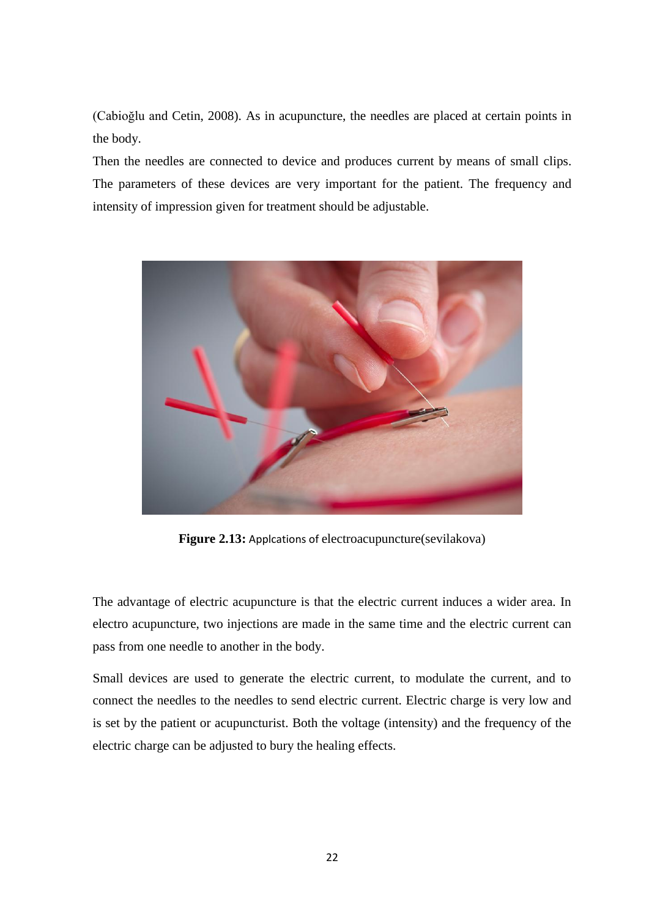(Cabioğlu and Cetin, 2008). As in acupuncture, the needles are placed at certain points in the body.

Then the needles are connected to device and produces current by means of small clips. The parameters of these devices are very important for the patient. The frequency and intensity of impression given for treatment should be adjustable.

**Figure 2.13:** Applcations of electroacupuncture(sevilakova)

The advantage of electric acupuncture is that the electric current induces a wider area. In electro acupuncture, two injections are made in the same time and the electric current can pass from one needle to another in the body.

Small devices are used to generate the electric current, to modulate the current, and to connect the needles to the needles to send electric current. Electric charge is very low and is set by the patient or acupuncturist. Both the voltage (intensity) and the frequency of the electric charge can be adjusted to bury the healing effects.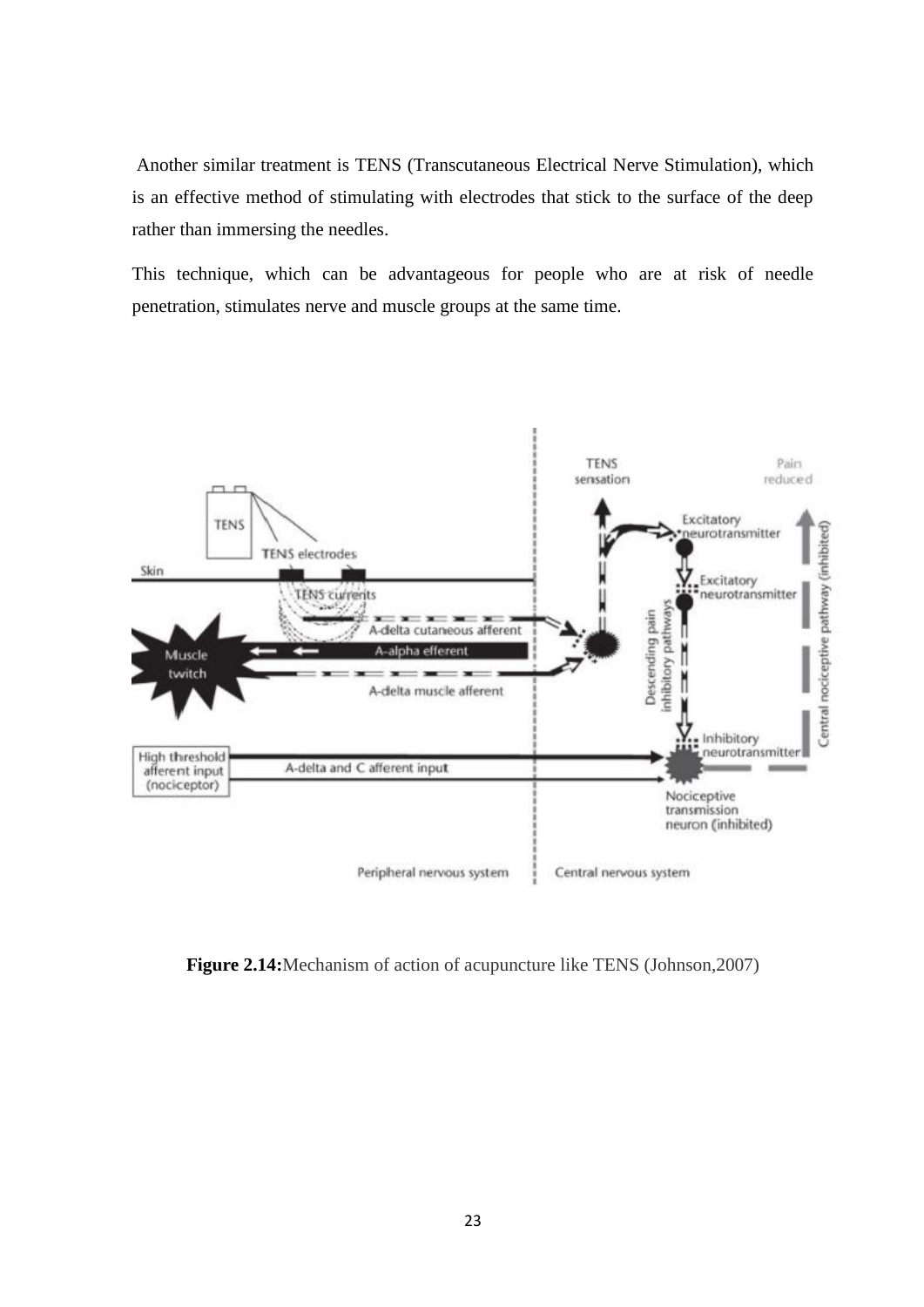Another similar treatment is TENS (Transcutaneous Electrical Nerve Stimulation), which is an effective method of stimulating with electrodes that stick to the surface of the deep rather than immersing the needles.

This technique, which can be advantageous for people who are at risk of needle penetration, stimulates nerve and muscle groups at the same time.

**Figure 2.14:**Mechanism of action of acupuncture like TENS (Johnson,2007)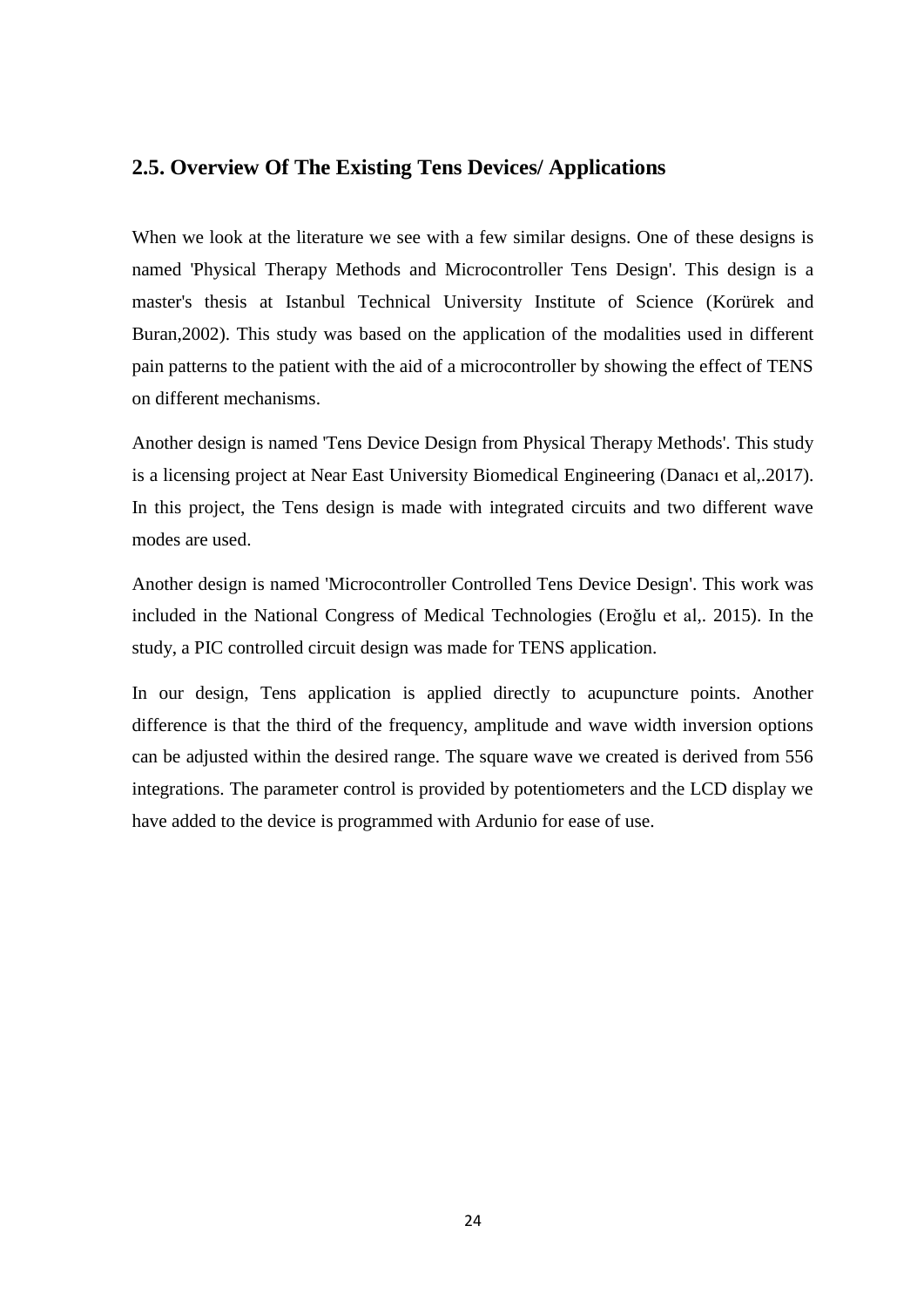## 2.5. Overview Of The Existing Tens Devices/ Applications

When we look at the literature we see with a few similar designs. One of these designs is named 'Physical Therapy Methods and Microcontroller Tens Design'. This design is a master's thesis at Istanbul Technical University Institute of Science (Korürek and Buran,2002). This study was based on the application of the modalities used in different pain patterns to the patient with the aid of a microcontroller by showing the effect of TENS on different mechanisms.

Another design is named 'Tens Device Design from Physical Therapy Methods'. This study is a licensing project at Near East University Biomedical Engineering (Danacı et al,.2017). In this project, the Tens design is made with integrated circuits and two different wave modes are used.

Another design is named 'Microcontroller Controlled Tens Device Design'. This work was included in the National Congress of Medical Technologies (Eroğlu et al,. 2015). In the study, a PIC controlled circuit design was made for TENS application.

In our design, Tens application is applied directly to acupuncture points. Another difference is that the third of the frequency, amplitude and wave width inversion options can be adjusted within the desired range. The square wave we created is derived from 556 integrations. The parameter control is provided by potentiometers and the LCD display we have added to the device is programmed with Ardunio for ease of use.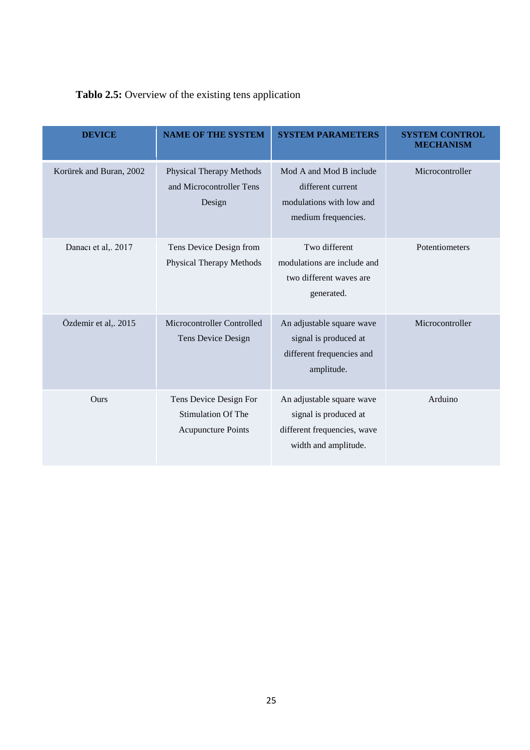**Tablo 2.5:** Overview of the existing tens application

| DEVICE | NAME OF THE SYSTEM | SYSTEM PARAMETERS | SYSTEM CONTROL MECHANISM |
| --- | --- | --- | --- |
| Korürek and Buran, 2002 | Physical Therapy Methods and Microcontroller Tens Design | Mod A and Mod B include different current modulations with low and medium frequencies. | Microcontroller |
| Danacı et al,. 2017 | Tens Device Design from Physical Therapy Methods | Two different modulations are include and two different waves are generated. | Potentiometers |
| Özdemir et al,. 2015 | Microcontroller Controlled Tens Device Design | An adjustable square wave signal is produced at different frequencies and amplitude. | Microcontroller |
| Ours | Tens Device Design For Stimulation Of The Acupuncture Points | An adjustable square wave signal is produced at different frequencies, wave width and amplitude. | Arduino |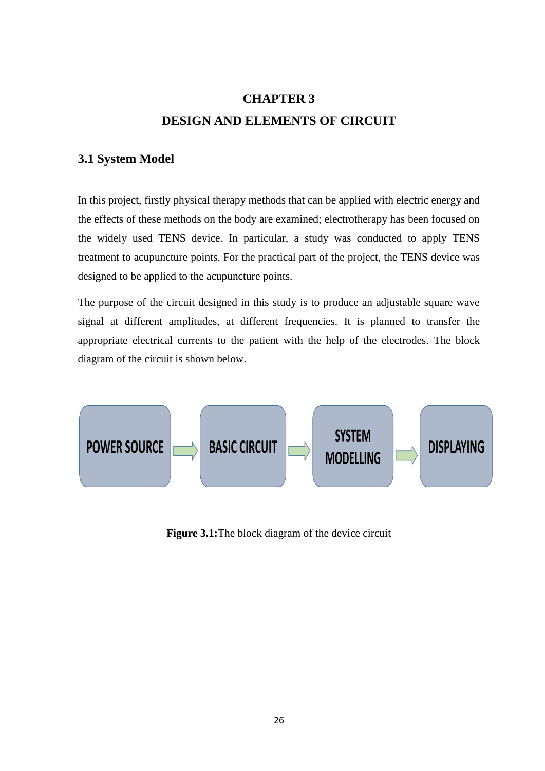# CHAPTER 3

# DESIGN AND ELEMENTS OF CIRCUIT

## 3.1 System Model

In this project, firstly physical therapy methods that can be applied with electric energy and the effects of these methods on the body are examined; electrotherapy has been focused on the widely used TENS device. In particular, a study was conducted to apply TENS treatment to acupuncture points. For the practical part of the project, the TENS device was designed to be applied to the acupuncture points.

The purpose of the circuit designed in this study is to produce an adjustable square wave signal at different amplitudes, at different frequencies. It is planned to transfer the appropriate electrical currents to the patient with the help of the electrodes. The block diagram of the circuit is shown below.

POWER SOURCE → BASIC CIRCUIT → SYSTEM MODELLING → DISPLAYING

**Figure 3.1:** The block diagram of the device circuit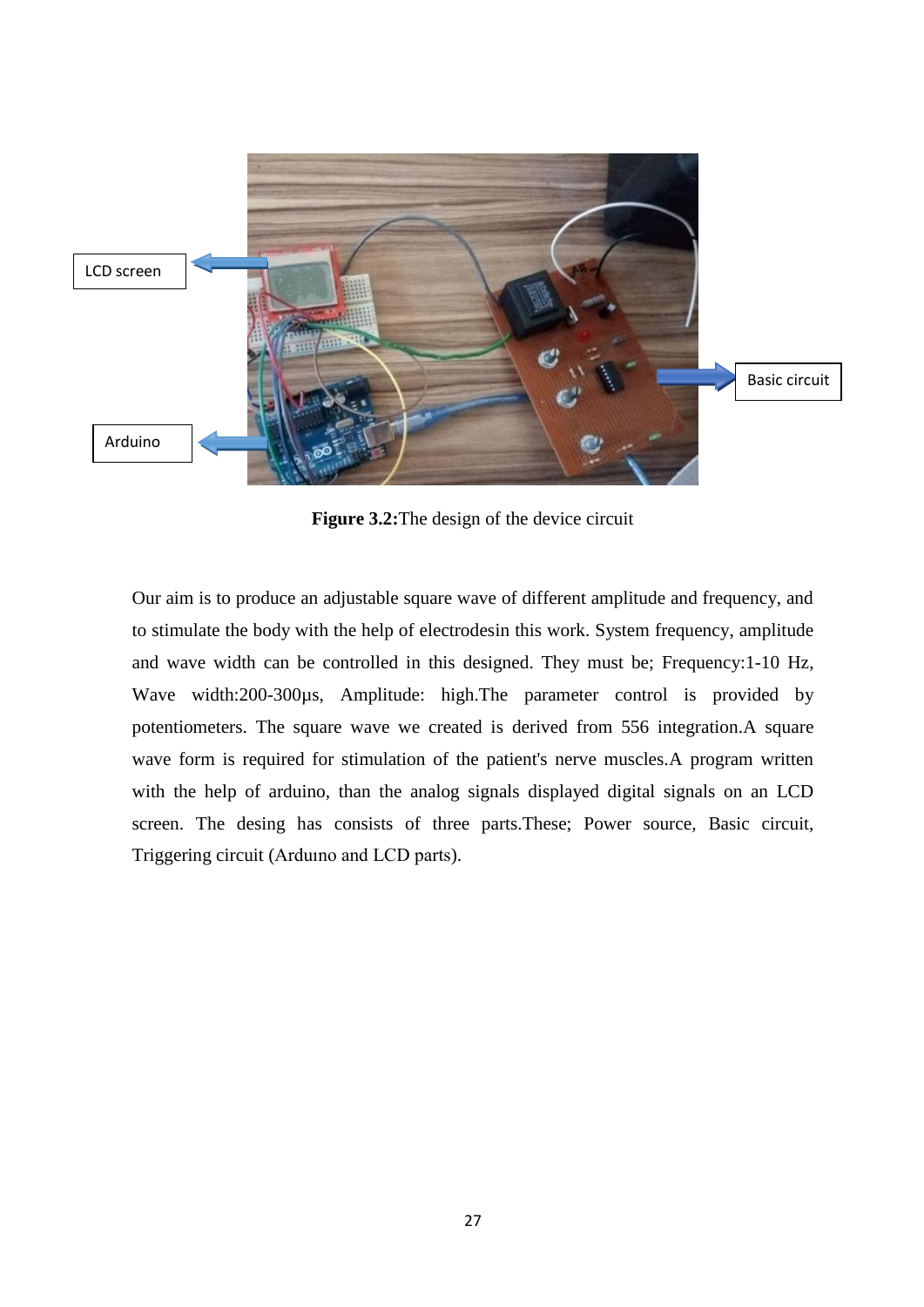**Figure 3.2:**The design of the device circuit

Our aim is to produce an adjustable square wave of different amplitude and frequency, and to stimulate the body with the help of electrodesin this work. System frequency, amplitude and wave width can be controlled in this designed. They must be; Frequency:1-10 Hz, Wave width:200-300µs, Amplitude: high.The parameter control is provided by potentiometers. The square wave we created is derived from 556 integration.A square wave form is required for stimulation of the patient's nerve muscles.A program written with the help of arduino, than the analog signals displayed digital signals on an LCD screen. The desing has consists of three parts.These; Power source, Basic circuit, Triggering circuit (Arduıno and LCD parts).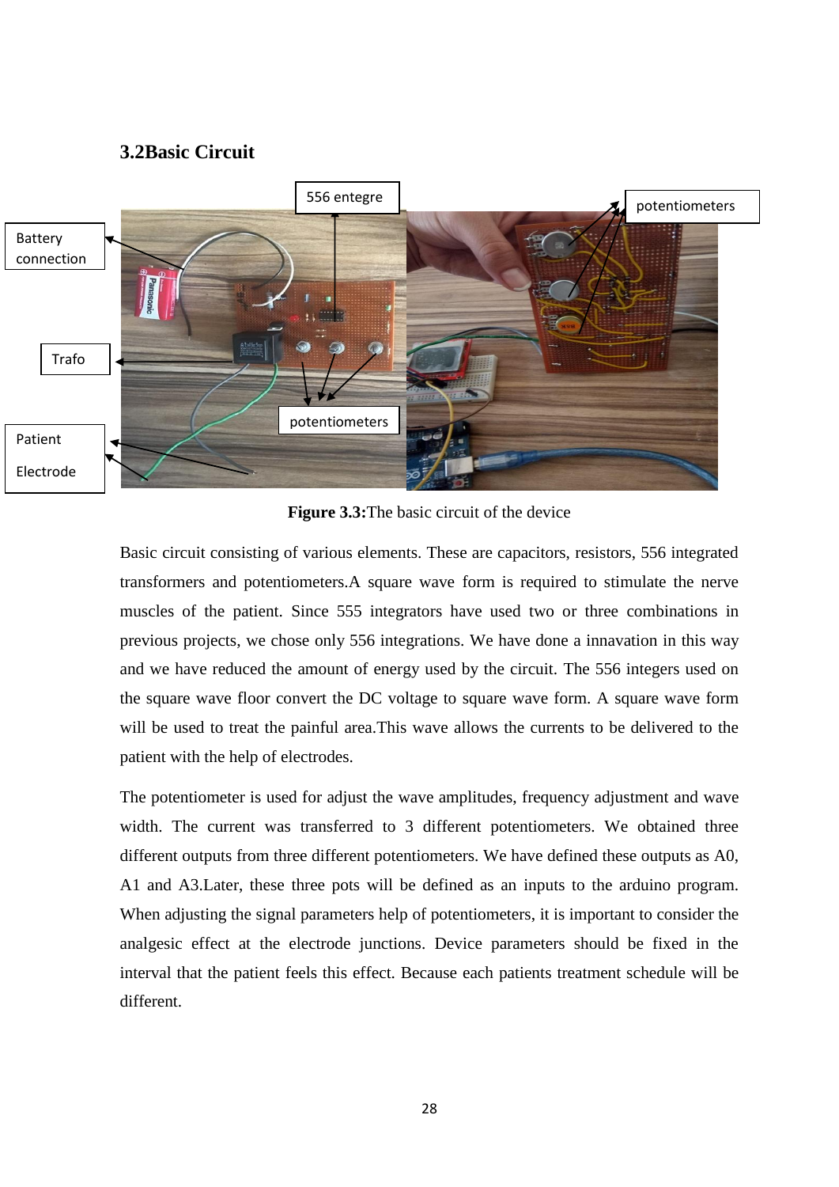## 3.2Basic Circuit

**Figure 3.3:**The basic circuit of the device

Basic circuit consisting of various elements. These are capacitors, resistors, 556 integrated transformers and potentiometers.A square wave form is required to stimulate the nerve muscles of the patient. Since 555 integrators have used two or three combinations in previous projects, we chose only 556 integrations. We have done a innavation in this way and we have reduced the amount of energy used by the circuit. The 556 integers used on the square wave floor convert the DC voltage to square wave form. A square wave form will be used to treat the painful area.This wave allows the currents to be delivered to the patient with the help of electrodes.

The potentiometer is used for adjust the wave amplitudes, frequency adjustment and wave width. The current was transferred to 3 different potentiometers. We obtained three different outputs from three different potentiometers. We have defined these outputs as A0, A1 and A3.Later, these three pots will be defined as an inputs to the arduino program. When adjusting the signal parameters help of potentiometers, it is important to consider the analgesic effect at the electrode junctions. Device parameters should be fixed in the interval that the patient feels this effect. Because each patients treatment schedule will be different.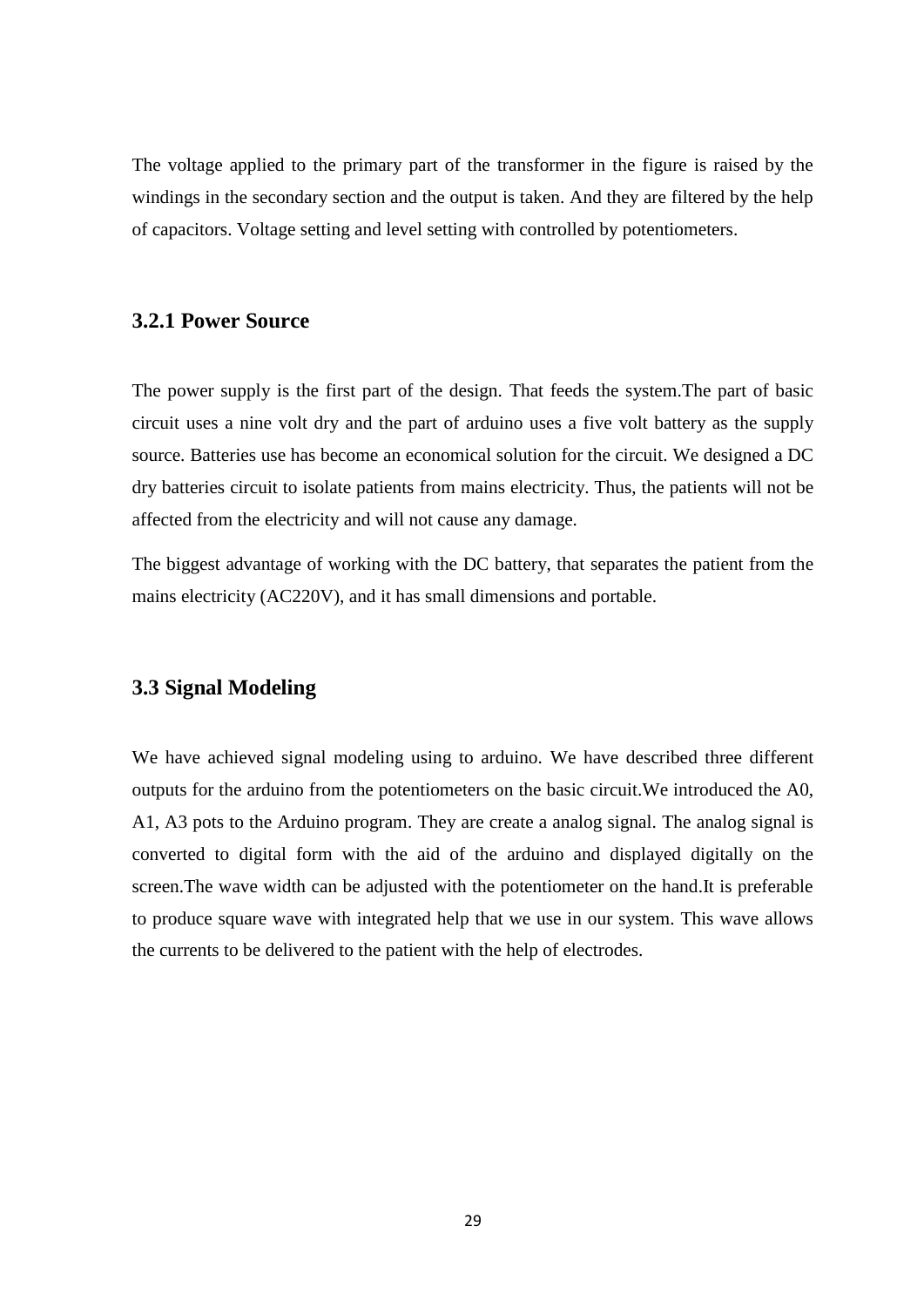The voltage applied to the primary part of the transformer in the figure is raised by the windings in the secondary section and the output is taken. And they are filtered by the help of capacitors. Voltage setting and level setting with controlled by potentiometers.

### 3.2.1 Power Source

The power supply is the first part of the design. That feeds the system.The part of basic circuit uses a nine volt dry and the part of arduino uses a five volt battery as the supply source. Batteries use has become an economical solution for the circuit. We designed a DC dry batteries circuit to isolate patients from mains electricity. Thus, the patients will not be affected from the electricity and will not cause any damage.

The biggest advantage of working with the DC battery, that separates the patient from the mains electricity (AC220V), and it has small dimensions and portable.

## 3.3 Signal Modeling

We have achieved signal modeling using to arduino. We have described three different outputs for the arduino from the potentiometers on the basic circuit.We introduced the A0, A1, A3 pots to the Arduino program. They are create a analog signal. The analog signal is converted to digital form with the aid of the arduino and displayed digitally on the screen.The wave width can be adjusted with the potentiometer on the hand.It is preferable to produce square wave with integrated help that we use in our system. This wave allows the currents to be delivered to the patient with the help of electrodes.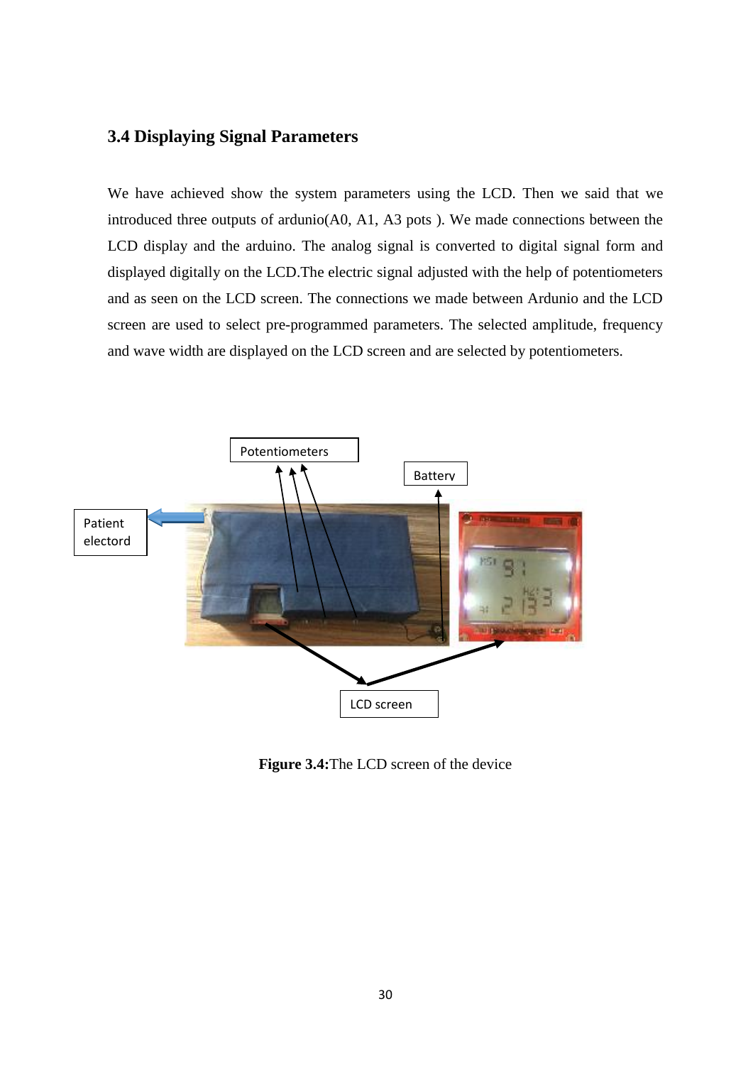### 3.4 Displaying Signal Parameters

We have achieved show the system parameters using the LCD. Then we said that we introduced three outputs of ardunio(A0, A1, A3 pots ). We made connections between the LCD display and the arduino. The analog signal is converted to digital signal form and displayed digitally on the LCD.The electric signal adjusted with the help of potentiometers and as seen on the LCD screen. The connections we made between Ardunio and the LCD screen are used to select pre-programmed parameters. The selected amplitude, frequency and wave width are displayed on the LCD screen and are selected by potentiometers.

**Figure 3.4:**The LCD screen of the device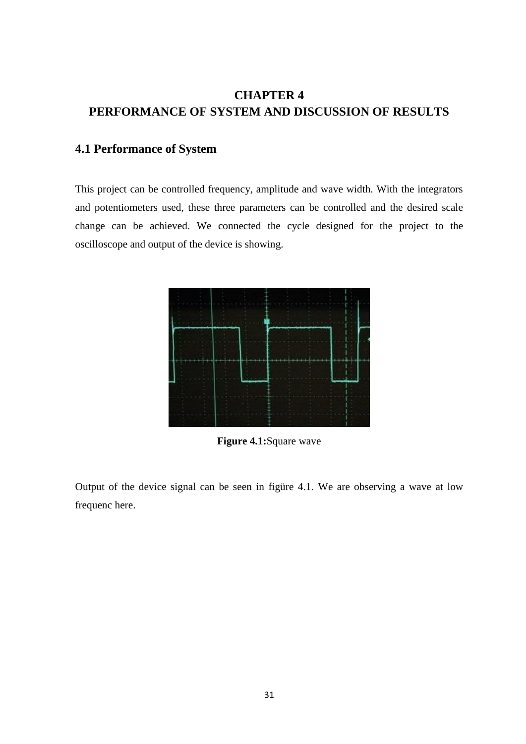# CHAPTER 4
# PERFORMANCE OF SYSTEM AND DISCUSSION OF RESULTS

## 4.1 Performance of System

This project can be controlled frequency, amplitude and wave width. With the integrators and potentiometers used, these three parameters can be controlled and the desired scale change can be achieved. We connected the cycle designed for the project to the oscilloscope and output of the device is showing.

**Figure 4.1:**Square wave

Output of the device signal can be seen in figüre 4.1. We are observing a wave at low frequenc here.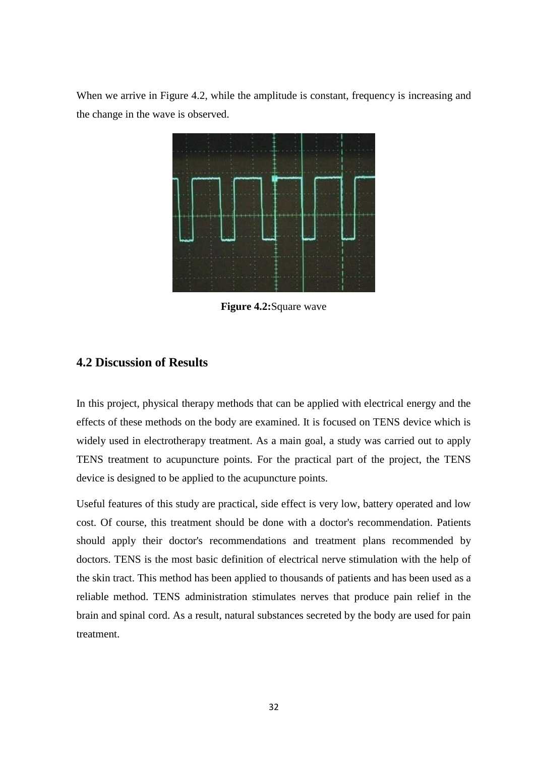When we arrive in Figure 4.2, while the amplitude is constant, frequency is increasing and the change in the wave is observed.

**Figure 4.2:**Square wave

## 4.2 Discussion of Results

In this project, physical therapy methods that can be applied with electrical energy and the effects of these methods on the body are examined. It is focused on TENS device which is widely used in electrotherapy treatment. As a main goal, a study was carried out to apply TENS treatment to acupuncture points. For the practical part of the project, the TENS device is designed to be applied to the acupuncture points.

Useful features of this study are practical, side effect is very low, battery operated and low cost. Of course, this treatment should be done with a doctor's recommendation. Patients should apply their doctor's recommendations and treatment plans recommended by doctors. TENS is the most basic definition of electrical nerve stimulation with the help of the skin tract. This method has been applied to thousands of patients and has been used as a reliable method. TENS administration stimulates nerves that produce pain relief in the brain and spinal cord. As a result, natural substances secreted by the body are used for pain treatment.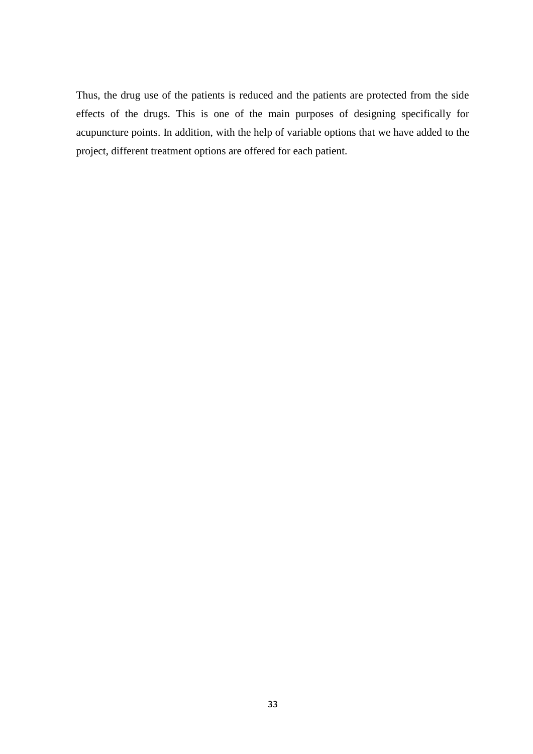Thus, the drug use of the patients is reduced and the patients are protected from the side effects of the drugs. This is one of the main purposes of designing specifically for acupuncture points. In addition, with the help of variable options that we have added to the project, different treatment options are offered for each patient.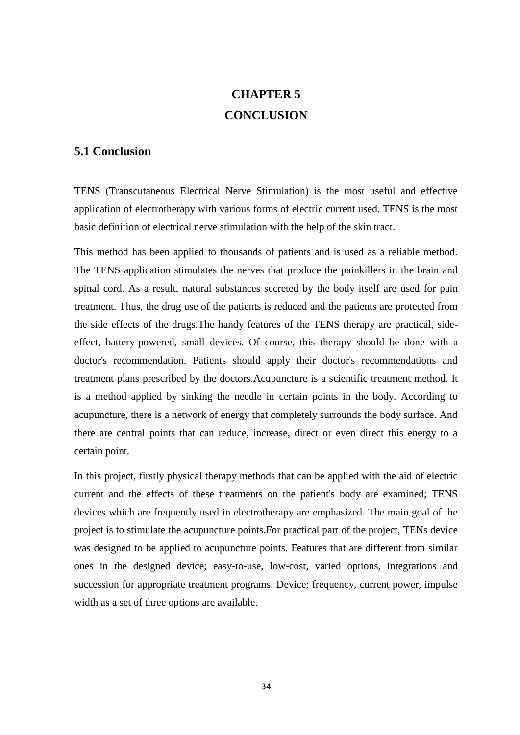# CHAPTER 5
# CONCLUSION

## 5.1 Conclusion

TENS (Transcutaneous Electrical Nerve Stimulation) is the most useful and effective application of electrotherapy with various forms of electric current used. TENS is the most basic definition of electrical nerve stimulation with the help of the skin tract.

This method has been applied to thousands of patients and is used as a reliable method. The TENS application stimulates the nerves that produce the painkillers in the brain and spinal cord. As a result, natural substances secreted by the body itself are used for pain treatment. Thus, the drug use of the patients is reduced and the patients are protected from the side effects of the drugs.The handy features of the TENS therapy are practical, side-effect, battery-powered, small devices. Of course, this therapy should be done with a doctor's recommendation. Patients should apply their doctor's recommendations and treatment plans prescribed by the doctors.Acupuncture is a scientific treatment method. It is a method applied by sinking the needle in certain points in the body. According to acupuncture, there is a network of energy that completely surrounds the body surface. And there are central points that can reduce, increase, direct or even direct this energy to a certain point.

In this project, firstly physical therapy methods that can be applied with the aid of electric current and the effects of these treatments on the patient's body are examined; TENS devices which are frequently used in electrotherapy are emphasized. The main goal of the project is to stimulate the acupuncture points.For practical part of the project, TENs device was designed to be applied to acupuncture points. Features that are different from similar ones in the designed device; easy-to-use, low-cost, varied options, integrations and succession for appropriate treatment programs. Device; frequency, current power, impulse width as a set of three options are available.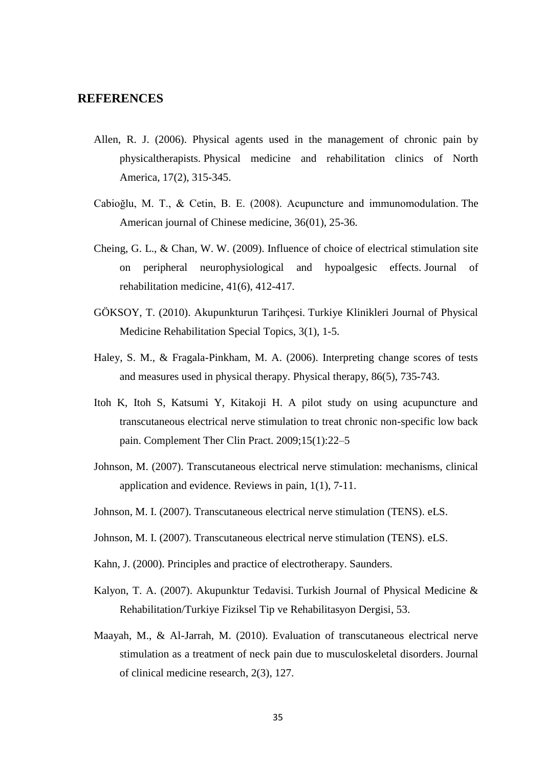# REFERENCES

Allen, R. J. (2006). Physical agents used in the management of chronic pain by physicaltherapists. Physical medicine and rehabilitation clinics of North America, 17(2), 315-345.

Cabioğlu, M. T., & Cetin, B. E. (2008). Acupuncture and immunomodulation. The American journal of Chinese medicine, 36(01), 25-36.

Cheing, G. L., & Chan, W. W. (2009). Influence of choice of electrical stimulation site on peripheral neurophysiological and hypoalgesic effects. Journal of rehabilitation medicine, 41(6), 412-417.

GÖKSOY, T. (2010). Akupunkturun Tarihçesi. Turkiye Klinikleri Journal of Physical Medicine Rehabilitation Special Topics, 3(1), 1-5.

Haley, S. M., & Fragala-Pinkham, M. A. (2006). Interpreting change scores of tests and measures used in physical therapy. Physical therapy, 86(5), 735-743.

Itoh K, Itoh S, Katsumi Y, Kitakoji H. A pilot study on using acupuncture and transcutaneous electrical nerve stimulation to treat chronic non-specific low back pain. Complement Ther Clin Pract. 2009;15(1):22–5

Johnson, M. (2007). Transcutaneous electrical nerve stimulation: mechanisms, clinical application and evidence. Reviews in pain, 1(1), 7-11.

Johnson, M. I. (2007). Transcutaneous electrical nerve stimulation (TENS). eLS.

Johnson, M. I. (2007). Transcutaneous electrical nerve stimulation (TENS). eLS.

Kahn, J. (2000). Principles and practice of electrotherapy. Saunders.

Kalyon, T. A. (2007). Akupunktur Tedavisi. Turkish Journal of Physical Medicine & Rehabilitation/Turkiye Fiziksel Tip ve Rehabilitasyon Dergisi, 53.

Maayah, M., & Al-Jarrah, M. (2010). Evaluation of transcutaneous electrical nerve stimulation as a treatment of neck pain due to musculoskeletal disorders. Journal of clinical medicine research, 2(3), 127.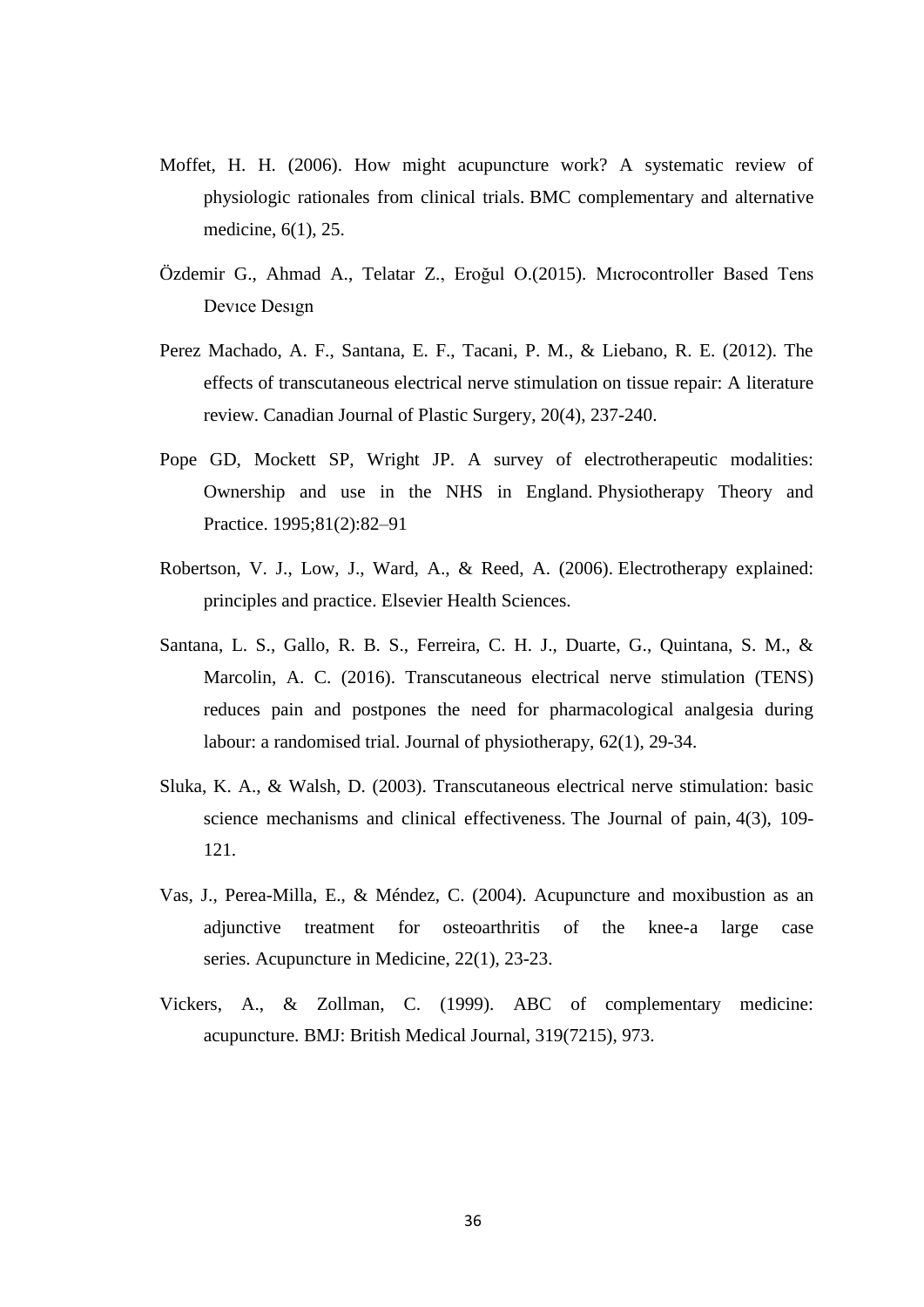Moffet, H. H. (2006). How might acupuncture work? A systematic review of physiologic rationales from clinical trials. BMC complementary and alternative medicine, 6(1), 25.

Özdemir G., Ahmad A., Telatar Z., Eroğul O.(2015). Mıcrocontroller Based Tens Devıce Desıgn

Perez Machado, A. F., Santana, E. F., Tacani, P. M., & Liebano, R. E. (2012). The effects of transcutaneous electrical nerve stimulation on tissue repair: A literature review. Canadian Journal of Plastic Surgery, 20(4), 237-240.

Pope GD, Mockett SP, Wright JP. A survey of electrotherapeutic modalities: Ownership and use in the NHS in England. Physiotherapy Theory and Practice. 1995;81(2):82–91

Robertson, V. J., Low, J., Ward, A., & Reed, A. (2006). Electrotherapy explained: principles and practice. Elsevier Health Sciences.

Santana, L. S., Gallo, R. B. S., Ferreira, C. H. J., Duarte, G., Quintana, S. M., & Marcolin, A. C. (2016). Transcutaneous electrical nerve stimulation (TENS) reduces pain and postpones the need for pharmacological analgesia during labour: a randomised trial. Journal of physiotherapy, 62(1), 29-34.

Sluka, K. A., & Walsh, D. (2003). Transcutaneous electrical nerve stimulation: basic science mechanisms and clinical effectiveness. The Journal of pain, 4(3), 109-121.

Vas, J., Perea-Milla, E., & Méndez, C. (2004). Acupuncture and moxibustion as an adjunctive treatment for osteoarthritis of the knee-a large case series. Acupuncture in Medicine, 22(1), 23-23.

Vickers, A., & Zollman, C. (1999). ABC of complementary medicine: acupuncture. BMJ: British Medical Journal, 319(7215), 973.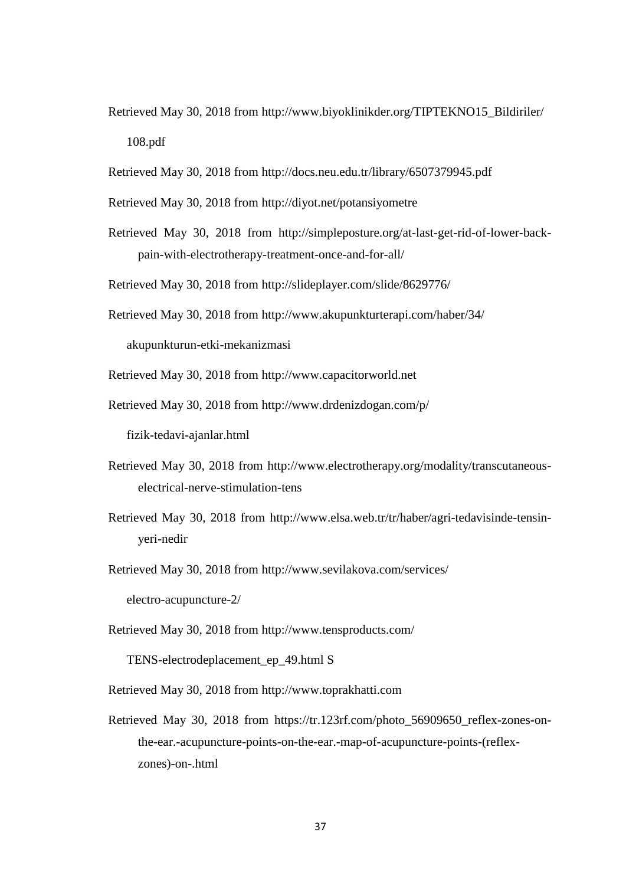Retrieved May 30, 2018 from http://www.biyoklinikder.org/TIPTEKNO15_Bildiriler/108.pdf

Retrieved May 30, 2018 from http://docs.neu.edu.tr/library/6507379945.pdf

Retrieved May 30, 2018 from http://diyot.net/potansiyometre

Retrieved May 30, 2018 from http://simpleposture.org/at-last-get-rid-of-lower-back-pain-with-electrotherapy-treatment-once-and-for-all/

Retrieved May 30, 2018 from http://slideplayer.com/slide/8629776/

Retrieved May 30, 2018 from http://www.akupunkturterapi.com/haber/34/akupunkturun-etki-mekanizmasi

Retrieved May 30, 2018 from http://www.capacitorworld.net

Retrieved May 30, 2018 from http://www.drdenizdogan.com/p/fizik-tedavi-ajanlar.html

Retrieved May 30, 2018 from http://www.electrotherapy.org/modality/transcutaneous-electrical-nerve-stimulation-tens

Retrieved May 30, 2018 from http://www.elsa.web.tr/tr/haber/agri-tedavisinde-tensin-yeri-nedir

Retrieved May 30, 2018 from http://www.sevilakova.com/services/electro-acupuncture-2/

Retrieved May 30, 2018 from http://www.tensproducts.com/TENS-electrodeplacement_ep_49.html S

Retrieved May 30, 2018 from http://www.toprakhatti.com

Retrieved May 30, 2018 from https://tr.123rf.com/photo_56909650_reflex-zones-on-the-ear.-acupuncture-points-on-the-ear.-map-of-acupuncture-points-(reflex-zones)-on-.html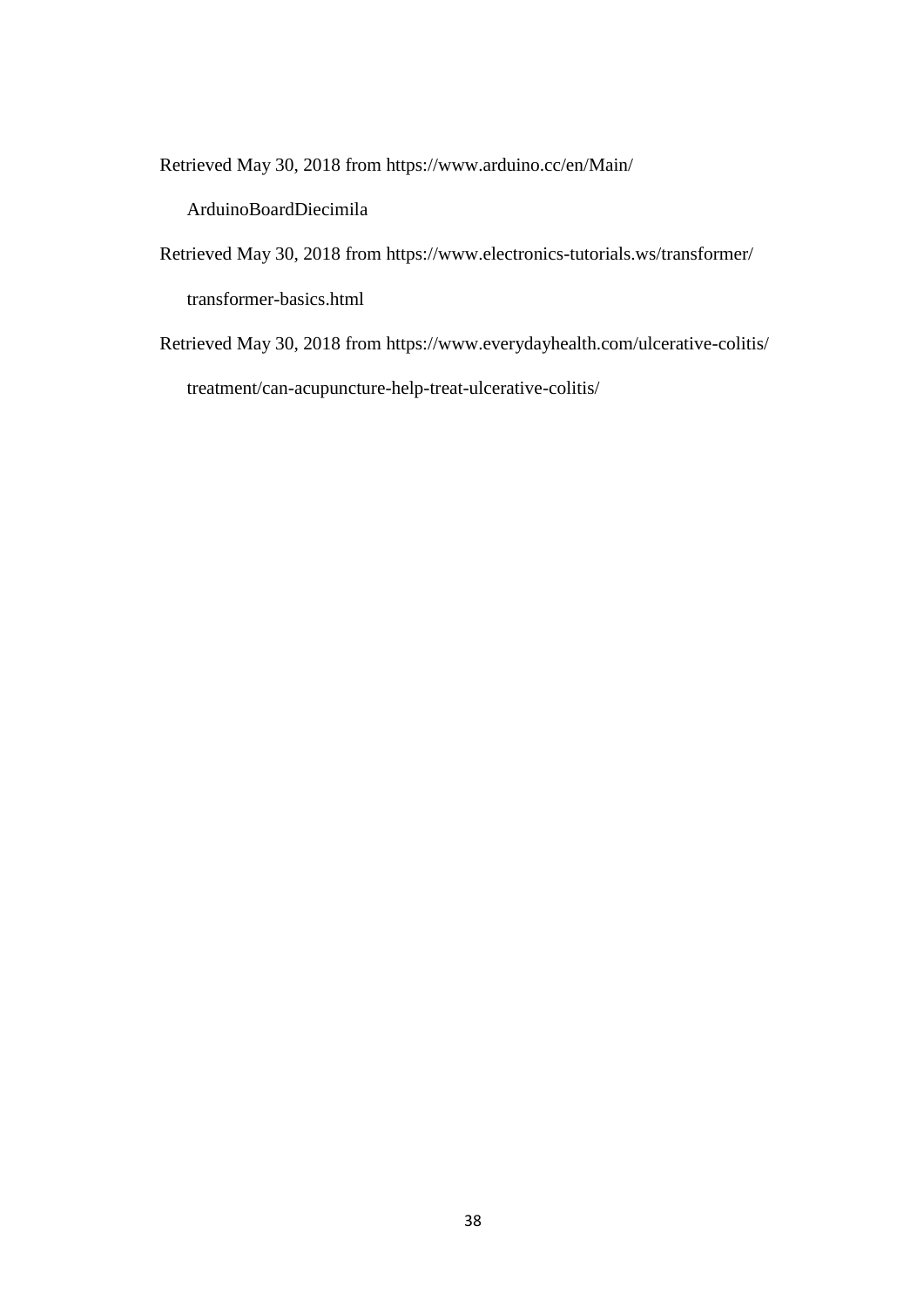Retrieved May 30, 2018 from https://www.arduino.cc/en/Main/ArduinoBoardDiecimila

Retrieved May 30, 2018 from https://www.electronics-tutorials.ws/transformer/transformer-basics.html

Retrieved May 30, 2018 from https://www.everydayhealth.com/ulcerative-colitis/treatment/can-acupuncture-help-treat-ulcerative-colitis/